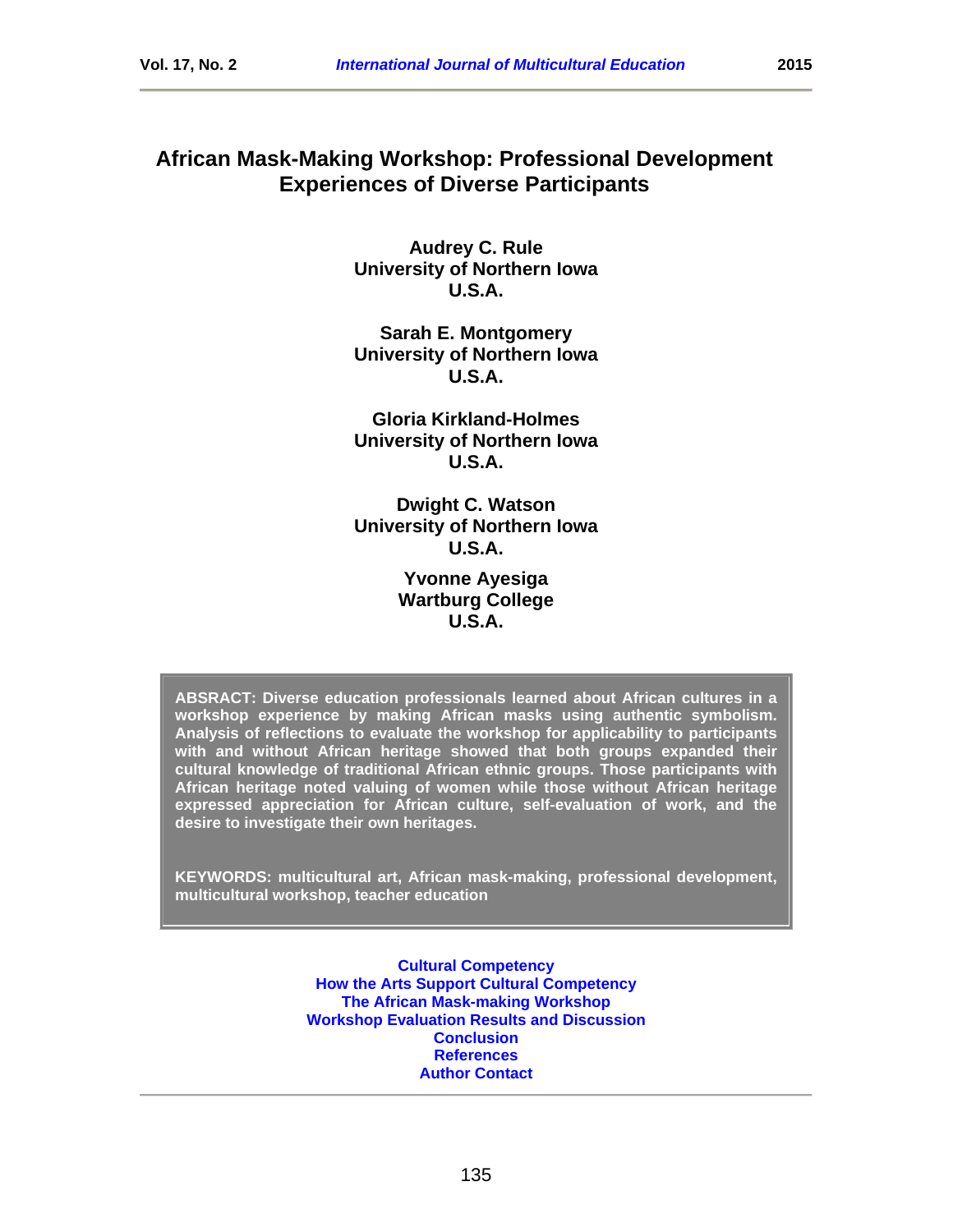# African Mask-Making Workshop: Professional Development Experiences of Diverse Participants

**Audrey C. Rule**
**University of Northern Iowa**
**U.S.A.**

**Sarah E. Montgomery**
**University of Northern Iowa**
**U.S.A.**

**Gloria Kirkland-Holmes**
**University of Northern Iowa**
**U.S.A.**

**Dwight C. Watson**
**University of Northern Iowa**
**U.S.A.**

**Yvonne Ayesiga**
**Wartburg College**
**U.S.A.**

**ABSRACT: Diverse education professionals learned about African cultures in a workshop experience by making African masks using authentic symbolism. Analysis of reflections to evaluate the workshop for applicability to participants with and without African heritage showed that both groups expanded their cultural knowledge of traditional African ethnic groups. Those participants with African heritage noted valuing of women while those without African heritage expressed appreciation for African culture, self-evaluation of work, and the desire to investigate their own heritages.**

**KEYWORDS: multicultural art, African mask-making, professional development, multicultural workshop, teacher education**

**Cultural Competency**
**How the Arts Support Cultural Competency**
**The African Mask-making Workshop**
**Workshop Evaluation Results and Discussion**
**Conclusion**
**References**
**Author Contact**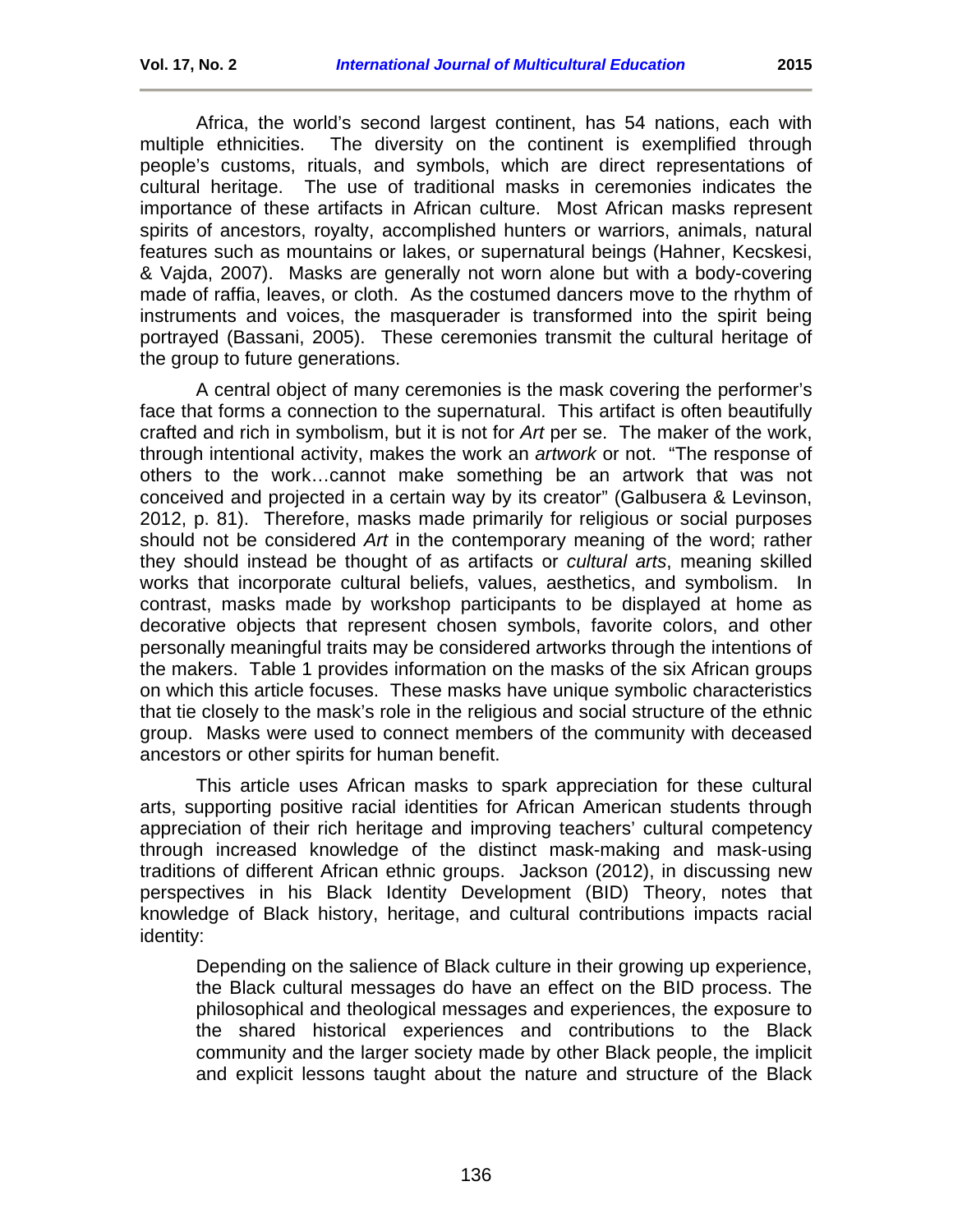Africa, the world's second largest continent, has 54 nations, each with multiple ethnicities. The diversity on the continent is exemplified through people's customs, rituals, and symbols, which are direct representations of cultural heritage. The use of traditional masks in ceremonies indicates the importance of these artifacts in African culture. Most African masks represent spirits of ancestors, royalty, accomplished hunters or warriors, animals, natural features such as mountains or lakes, or supernatural beings (Hahner, Kecskesi, & Vajda, 2007). Masks are generally not worn alone but with a body-covering made of raffia, leaves, or cloth. As the costumed dancers move to the rhythm of instruments and voices, the masquerader is transformed into the spirit being portrayed (Bassani, 2005). These ceremonies transmit the cultural heritage of the group to future generations.

A central object of many ceremonies is the mask covering the performer's face that forms a connection to the supernatural. This artifact is often beautifully crafted and rich in symbolism, but it is not for *Art* per se. The maker of the work, through intentional activity, makes the work an *artwork* or not. "The response of others to the work…cannot make something be an artwork that was not conceived and projected in a certain way by its creator" (Galbusera & Levinson, 2012, p. 81). Therefore, masks made primarily for religious or social purposes should not be considered *Art* in the contemporary meaning of the word; rather they should instead be thought of as artifacts or *cultural arts*, meaning skilled works that incorporate cultural beliefs, values, aesthetics, and symbolism. In contrast, masks made by workshop participants to be displayed at home as decorative objects that represent chosen symbols, favorite colors, and other personally meaningful traits may be considered artworks through the intentions of the makers. Table 1 provides information on the masks of the six African groups on which this article focuses. These masks have unique symbolic characteristics that tie closely to the mask's role in the religious and social structure of the ethnic group. Masks were used to connect members of the community with deceased ancestors or other spirits for human benefit.

This article uses African masks to spark appreciation for these cultural arts, supporting positive racial identities for African American students through appreciation of their rich heritage and improving teachers' cultural competency through increased knowledge of the distinct mask-making and mask-using traditions of different African ethnic groups. Jackson (2012), in discussing new perspectives in his Black Identity Development (BID) Theory, notes that knowledge of Black history, heritage, and cultural contributions impacts racial identity:

> Depending on the salience of Black culture in their growing up experience, the Black cultural messages do have an effect on the BID process. The philosophical and theological messages and experiences, the exposure to the shared historical experiences and contributions to the Black community and the larger society made by other Black people, the implicit and explicit lessons taught about the nature and structure of the Black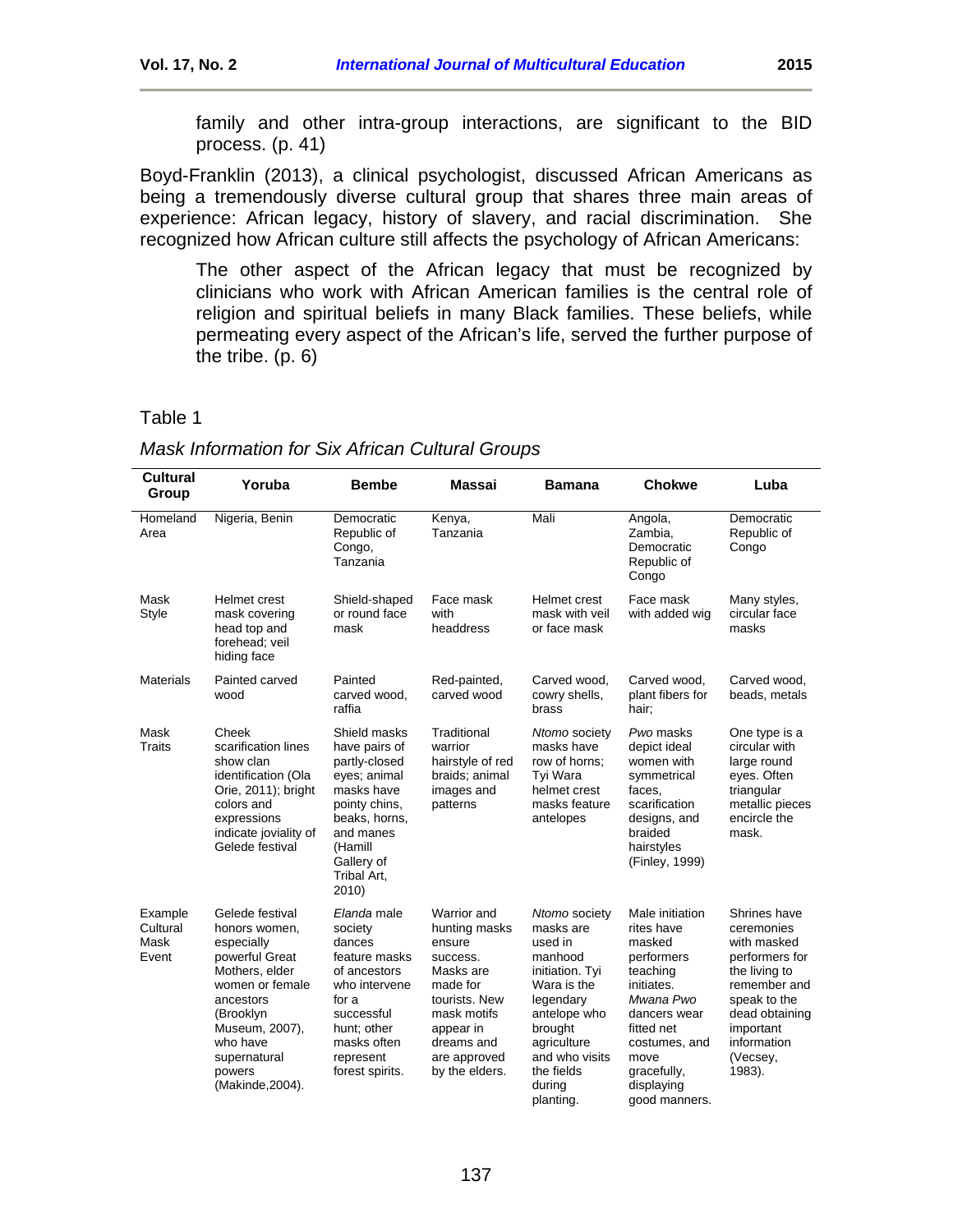> family and other intra-group interactions, are significant to the BID process. (p. 41)

Boyd-Franklin (2013), a clinical psychologist, discussed African Americans as being a tremendously diverse cultural group that shares three main areas of experience: African legacy, history of slavery, and racial discrimination. She recognized how African culture still affects the psychology of African Americans:

> The other aspect of the African legacy that must be recognized by clinicians who work with African American families is the central role of religion and spiritual beliefs in many Black families. These beliefs, while permeating every aspect of the African's life, served the further purpose of the tribe. (p. 6)

Table 1

*Mask Information for Six African Cultural Groups*

| Cultural Group | Yoruba | Bembe | Massai | Bamana | Chokwe | Luba |
|---|---|---|---|---|---|---|
| Homeland Area | Nigeria, Benin | Democratic Republic of Congo, Tanzania | Kenya, Tanzania | Mali | Angola, Zambia, Democratic Republic of Congo | Democratic Republic of Congo |
| Mask Style | Helmet crest mask covering head top and forehead; veil hiding face | Shield-shaped or round face mask | Face mask with headdress | Helmet crest mask with veil or face mask | Face mask with added wig | Many styles, circular face masks |
| Materials | Painted carved wood | Painted carved wood, raffia | Red-painted, carved wood | Carved wood, cowry shells, brass | Carved wood, plant fibers for hair; | Carved wood, beads, metals |
| Mask Traits | Cheek scarification lines show clan identification (Ola Orie, 2011); bright colors and expressions indicate joviality of Gelede festival | Shield masks have pairs of partly-closed eyes; animal masks have pointy chins, beaks, horns, and manes (Hamill Gallery of Tribal Art, 2010) | Traditional warrior hairstyle of red braids; animal images and patterns | *Ntomo* society masks have row of horns; Tyi Wara helmet crest masks feature antelopes | *Pwo* masks depict ideal women with symmetrical faces, scarification designs, and braided hairstyles (Finley, 1999) | One type is a circular with large round eyes. Often triangular metallic pieces encircle the mask. |
| Example Cultural Mask Event | Gelede festival honors women, especially powerful Great Mothers, elder women or female ancestors (Brooklyn Museum, 2007), who have supernatural powers (Makinde,2004). | *Elanda* male society dances feature masks of ancestors who intervene for a successful hunt; other masks often represent forest spirits. | Warrior and hunting masks ensure success. Masks are made for tourists. New mask motifs appear in dreams and are approved by the elders. | *Ntomo* society masks are used in manhood initiation. Tyi Wara is the legendary antelope who brought agriculture and who visits the fields during planting. | Male initiation rites have masked performers teaching initiates. *Mwana Pwo* dancers wear fitted net costumes, and move gracefully, displaying good manners. | Shrines have ceremonies with masked performers for the living to remember and speak to the dead obtaining important information (Vecsey, 1983). |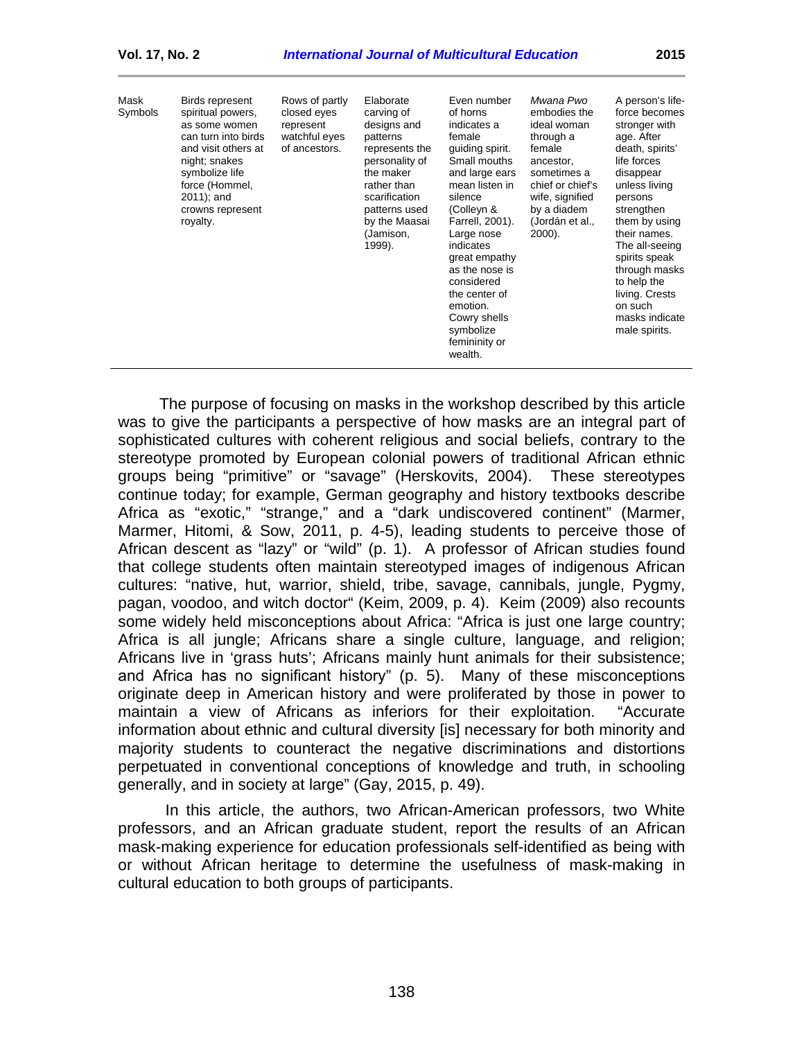| Mask Symbols | Birds represent spiritual powers, as some women can turn into birds and visit others at night; snakes symbolize life force (Hommel, 2011); and crowns represent royalty. | Rows of partly closed eyes represent watchful eyes of ancestors. | Elaborate carving of designs and patterns represents the personality of the maker rather than scarification patterns used by the Maasai (Jamison, 1999). | Even number of horns indicates a female guiding spirit. Small mouths and large ears mean listen in silence (Colleyn & Farrell, 2001). Large nose indicates great empathy as the nose is considered the center of emotion. Cowry shells symbolize femininity or wealth. | *Mwana Pwo* embodies the ideal woman through a female ancestor, sometimes a chief or chief's wife, signified by a diadem (Jordán et al., 2000). | A person's life-force becomes stronger with age. After death, spirits' life forces disappear unless living persons strengthen them by using their names. The all-seeing spirits speak through masks to help the living. Crests on such masks indicate male spirits. |
|---|---|---|---|---|---|---|

The purpose of focusing on masks in the workshop described by this article was to give the participants a perspective of how masks are an integral part of sophisticated cultures with coherent religious and social beliefs, contrary to the stereotype promoted by European colonial powers of traditional African ethnic groups being "primitive" or "savage" (Herskovits, 2004). These stereotypes continue today; for example, German geography and history textbooks describe Africa as "exotic," "strange," and a "dark undiscovered continent" (Marmer, Marmer, Hitomi, & Sow, 2011, p. 4-5), leading students to perceive those of African descent as "lazy" or "wild" (p. 1). A professor of African studies found that college students often maintain stereotyped images of indigenous African cultures: "native, hut, warrior, shield, tribe, savage, cannibals, jungle, Pygmy, pagan, voodoo, and witch doctor" (Keim, 2009, p. 4). Keim (2009) also recounts some widely held misconceptions about Africa: "Africa is just one large country; Africa is all jungle; Africans share a single culture, language, and religion; Africans live in 'grass huts'; Africans mainly hunt animals for their subsistence; and Africa has no significant history" (p. 5). Many of these misconceptions originate deep in American history and were proliferated by those in power to maintain a view of Africans as inferiors for their exploitation. "Accurate information about ethnic and cultural diversity [is] necessary for both minority and majority students to counteract the negative discriminations and distortions perpetuated in conventional conceptions of knowledge and truth, in schooling generally, and in society at large" (Gay, 2015, p. 49).

In this article, the authors, two African-American professors, two White professors, and an African graduate student, report the results of an African mask-making experience for education professionals self-identified as being with or without African heritage to determine the usefulness of mask-making in cultural education to both groups of participants.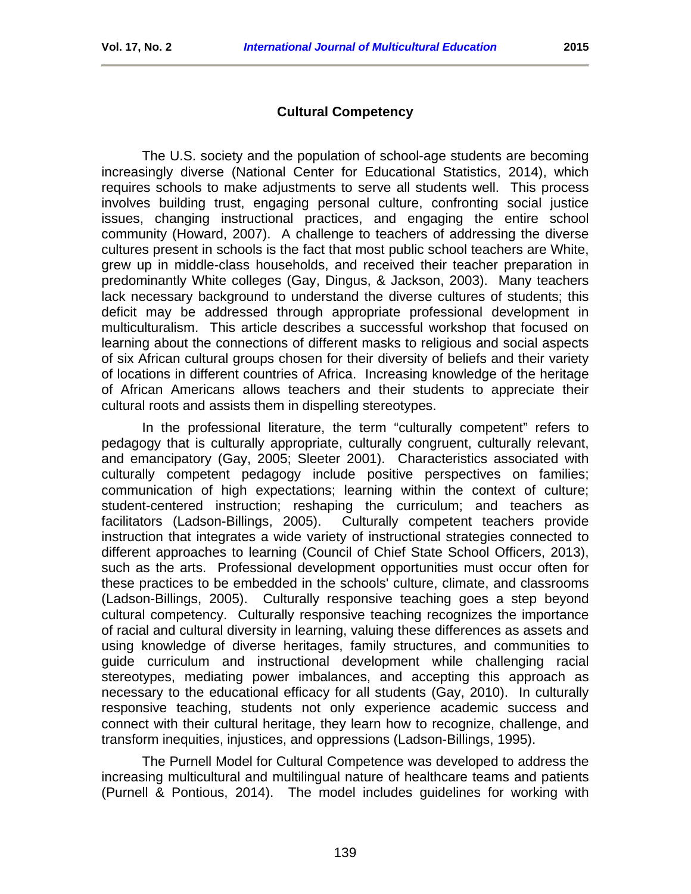## Cultural Competency

The U.S. society and the population of school-age students are becoming increasingly diverse (National Center for Educational Statistics, 2014), which requires schools to make adjustments to serve all students well. This process involves building trust, engaging personal culture, confronting social justice issues, changing instructional practices, and engaging the entire school community (Howard, 2007). A challenge to teachers of addressing the diverse cultures present in schools is the fact that most public school teachers are White, grew up in middle-class households, and received their teacher preparation in predominantly White colleges (Gay, Dingus, & Jackson, 2003). Many teachers lack necessary background to understand the diverse cultures of students; this deficit may be addressed through appropriate professional development in multiculturalism. This article describes a successful workshop that focused on learning about the connections of different masks to religious and social aspects of six African cultural groups chosen for their diversity of beliefs and their variety of locations in different countries of Africa. Increasing knowledge of the heritage of African Americans allows teachers and their students to appreciate their cultural roots and assists them in dispelling stereotypes.

In the professional literature, the term "culturally competent" refers to pedagogy that is culturally appropriate, culturally congruent, culturally relevant, and emancipatory (Gay, 2005; Sleeter 2001). Characteristics associated with culturally competent pedagogy include positive perspectives on families; communication of high expectations; learning within the context of culture; student-centered instruction; reshaping the curriculum; and teachers as facilitators (Ladson-Billings, 2005). Culturally competent teachers provide instruction that integrates a wide variety of instructional strategies connected to different approaches to learning (Council of Chief State School Officers, 2013), such as the arts. Professional development opportunities must occur often for these practices to be embedded in the schools' culture, climate, and classrooms (Ladson-Billings, 2005). Culturally responsive teaching goes a step beyond cultural competency. Culturally responsive teaching recognizes the importance of racial and cultural diversity in learning, valuing these differences as assets and using knowledge of diverse heritages, family structures, and communities to guide curriculum and instructional development while challenging racial stereotypes, mediating power imbalances, and accepting this approach as necessary to the educational efficacy for all students (Gay, 2010). In culturally responsive teaching, students not only experience academic success and connect with their cultural heritage, they learn how to recognize, challenge, and transform inequities, injustices, and oppressions (Ladson-Billings, 1995).

The Purnell Model for Cultural Competence was developed to address the increasing multicultural and multilingual nature of healthcare teams and patients (Purnell & Pontious, 2014). The model includes guidelines for working with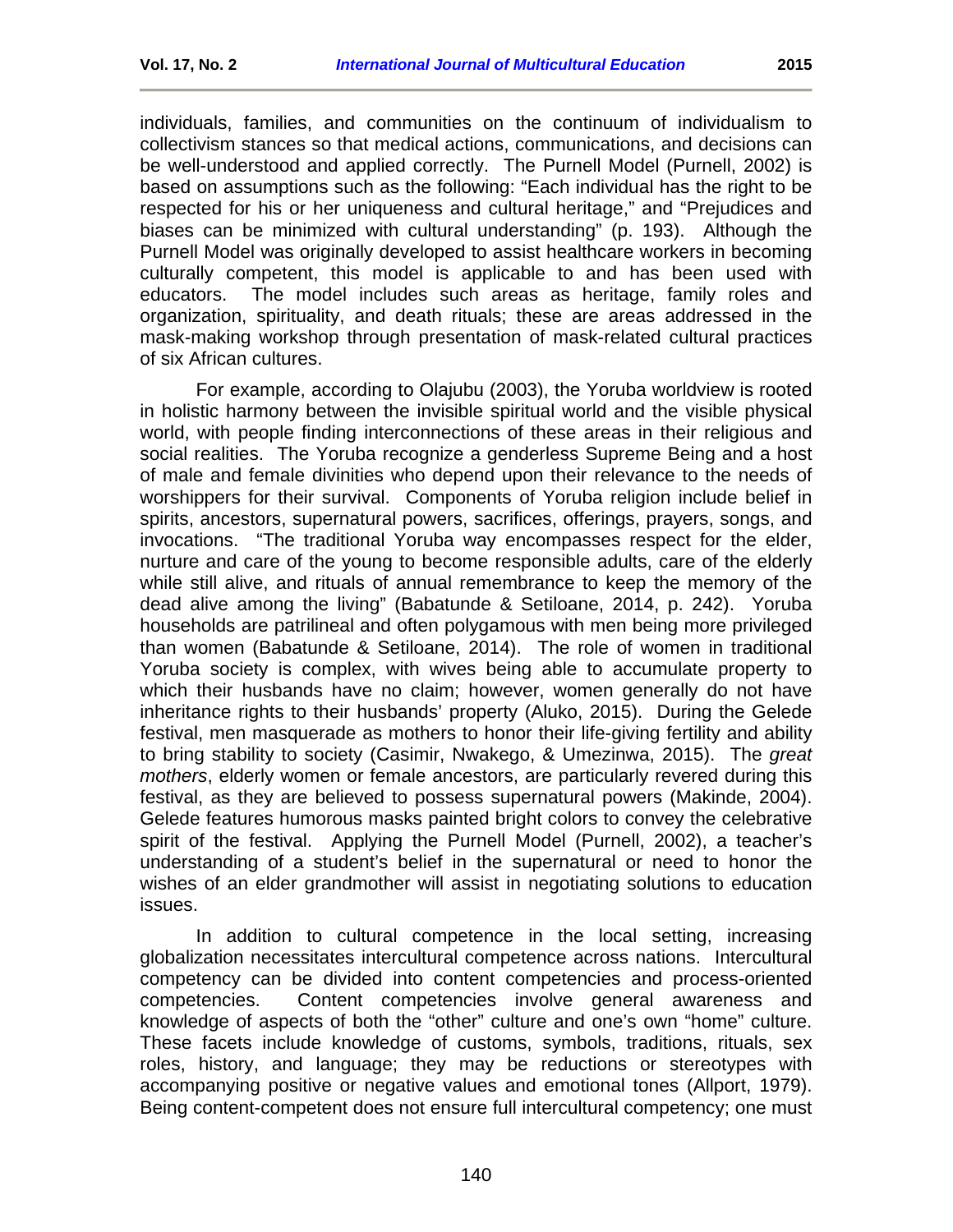individuals, families, and communities on the continuum of individualism to collectivism stances so that medical actions, communications, and decisions can be well-understood and applied correctly. The Purnell Model (Purnell, 2002) is based on assumptions such as the following: "Each individual has the right to be respected for his or her uniqueness and cultural heritage," and "Prejudices and biases can be minimized with cultural understanding" (p. 193). Although the Purnell Model was originally developed to assist healthcare workers in becoming culturally competent, this model is applicable to and has been used with educators. The model includes such areas as heritage, family roles and organization, spirituality, and death rituals; these are areas addressed in the mask-making workshop through presentation of mask-related cultural practices of six African cultures.

For example, according to Olajubu (2003), the Yoruba worldview is rooted in holistic harmony between the invisible spiritual world and the visible physical world, with people finding interconnections of these areas in their religious and social realities. The Yoruba recognize a genderless Supreme Being and a host of male and female divinities who depend upon their relevance to the needs of worshippers for their survival. Components of Yoruba religion include belief in spirits, ancestors, supernatural powers, sacrifices, offerings, prayers, songs, and invocations. "The traditional Yoruba way encompasses respect for the elder, nurture and care of the young to become responsible adults, care of the elderly while still alive, and rituals of annual remembrance to keep the memory of the dead alive among the living" (Babatunde & Setiloane, 2014, p. 242). Yoruba households are patrilineal and often polygamous with men being more privileged than women (Babatunde & Setiloane, 2014). The role of women in traditional Yoruba society is complex, with wives being able to accumulate property to which their husbands have no claim; however, women generally do not have inheritance rights to their husbands' property (Aluko, 2015). During the Gelede festival, men masquerade as mothers to honor their life-giving fertility and ability to bring stability to society (Casimir, Nwakego, & Umezinwa, 2015). The *great mothers*, elderly women or female ancestors, are particularly revered during this festival, as they are believed to possess supernatural powers (Makinde, 2004). Gelede features humorous masks painted bright colors to convey the celebrative spirit of the festival. Applying the Purnell Model (Purnell, 2002), a teacher's understanding of a student's belief in the supernatural or need to honor the wishes of an elder grandmother will assist in negotiating solutions to education issues.

In addition to cultural competence in the local setting, increasing globalization necessitates intercultural competence across nations. Intercultural competency can be divided into content competencies and process-oriented competencies. Content competencies involve general awareness and knowledge of aspects of both the "other" culture and one's own "home" culture. These facets include knowledge of customs, symbols, traditions, rituals, sex roles, history, and language; they may be reductions or stereotypes with accompanying positive or negative values and emotional tones (Allport, 1979). Being content-competent does not ensure full intercultural competency; one must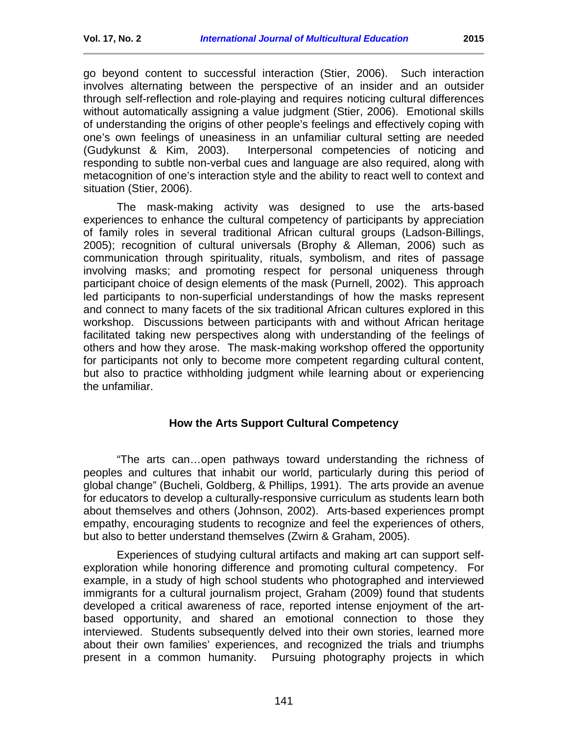go beyond content to successful interaction (Stier, 2006). Such interaction involves alternating between the perspective of an insider and an outsider through self-reflection and role-playing and requires noticing cultural differences without automatically assigning a value judgment (Stier, 2006). Emotional skills of understanding the origins of other people's feelings and effectively coping with one's own feelings of uneasiness in an unfamiliar cultural setting are needed (Gudykunst & Kim, 2003). Interpersonal competencies of noticing and responding to subtle non-verbal cues and language are also required, along with metacognition of one's interaction style and the ability to react well to context and situation (Stier, 2006).

The mask-making activity was designed to use the arts-based experiences to enhance the cultural competency of participants by appreciation of family roles in several traditional African cultural groups (Ladson-Billings, 2005); recognition of cultural universals (Brophy & Alleman, 2006) such as communication through spirituality, rituals, symbolism, and rites of passage involving masks; and promoting respect for personal uniqueness through participant choice of design elements of the mask (Purnell, 2002). This approach led participants to non-superficial understandings of how the masks represent and connect to many facets of the six traditional African cultures explored in this workshop. Discussions between participants with and without African heritage facilitated taking new perspectives along with understanding of the feelings of others and how they arose. The mask-making workshop offered the opportunity for participants not only to become more competent regarding cultural content, but also to practice withholding judgment while learning about or experiencing the unfamiliar.

## How the Arts Support Cultural Competency

"The arts can…open pathways toward understanding the richness of peoples and cultures that inhabit our world, particularly during this period of global change" (Bucheli, Goldberg, & Phillips, 1991). The arts provide an avenue for educators to develop a culturally-responsive curriculum as students learn both about themselves and others (Johnson, 2002). Arts-based experiences prompt empathy, encouraging students to recognize and feel the experiences of others, but also to better understand themselves (Zwirn & Graham, 2005).

Experiences of studying cultural artifacts and making art can support self-exploration while honoring difference and promoting cultural competency. For example, in a study of high school students who photographed and interviewed immigrants for a cultural journalism project, Graham (2009) found that students developed a critical awareness of race, reported intense enjoyment of the art-based opportunity, and shared an emotional connection to those they interviewed. Students subsequently delved into their own stories, learned more about their own families' experiences, and recognized the trials and triumphs present in a common humanity. Pursuing photography projects in which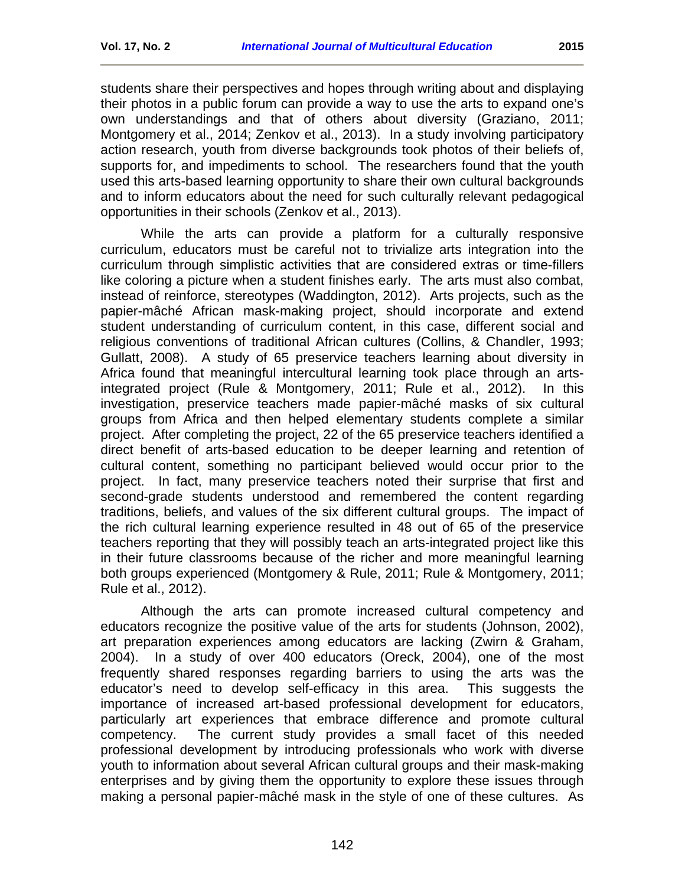students share their perspectives and hopes through writing about and displaying their photos in a public forum can provide a way to use the arts to expand one's own understandings and that of others about diversity (Graziano, 2011; Montgomery et al., 2014; Zenkov et al., 2013). In a study involving participatory action research, youth from diverse backgrounds took photos of their beliefs of, supports for, and impediments to school. The researchers found that the youth used this arts-based learning opportunity to share their own cultural backgrounds and to inform educators about the need for such culturally relevant pedagogical opportunities in their schools (Zenkov et al., 2013).

While the arts can provide a platform for a culturally responsive curriculum, educators must be careful not to trivialize arts integration into the curriculum through simplistic activities that are considered extras or time-fillers like coloring a picture when a student finishes early. The arts must also combat, instead of reinforce, stereotypes (Waddington, 2012). Arts projects, such as the papier-mâché African mask-making project, should incorporate and extend student understanding of curriculum content, in this case, different social and religious conventions of traditional African cultures (Collins, & Chandler, 1993; Gullatt, 2008). A study of 65 preservice teachers learning about diversity in Africa found that meaningful intercultural learning took place through an arts-integrated project (Rule & Montgomery, 2011; Rule et al., 2012). In this investigation, preservice teachers made papier-mâché masks of six cultural groups from Africa and then helped elementary students complete a similar project. After completing the project, 22 of the 65 preservice teachers identified a direct benefit of arts-based education to be deeper learning and retention of cultural content, something no participant believed would occur prior to the project. In fact, many preservice teachers noted their surprise that first and second-grade students understood and remembered the content regarding traditions, beliefs, and values of the six different cultural groups. The impact of the rich cultural learning experience resulted in 48 out of 65 of the preservice teachers reporting that they will possibly teach an arts-integrated project like this in their future classrooms because of the richer and more meaningful learning both groups experienced (Montgomery & Rule, 2011; Rule & Montgomery, 2011; Rule et al., 2012).

Although the arts can promote increased cultural competency and educators recognize the positive value of the arts for students (Johnson, 2002), art preparation experiences among educators are lacking (Zwirn & Graham, 2004). In a study of over 400 educators (Oreck, 2004), one of the most frequently shared responses regarding barriers to using the arts was the educator's need to develop self-efficacy in this area. This suggests the importance of increased art-based professional development for educators, particularly art experiences that embrace difference and promote cultural competency. The current study provides a small facet of this needed professional development by introducing professionals who work with diverse youth to information about several African cultural groups and their mask-making enterprises and by giving them the opportunity to explore these issues through making a personal papier-mâché mask in the style of one of these cultures. As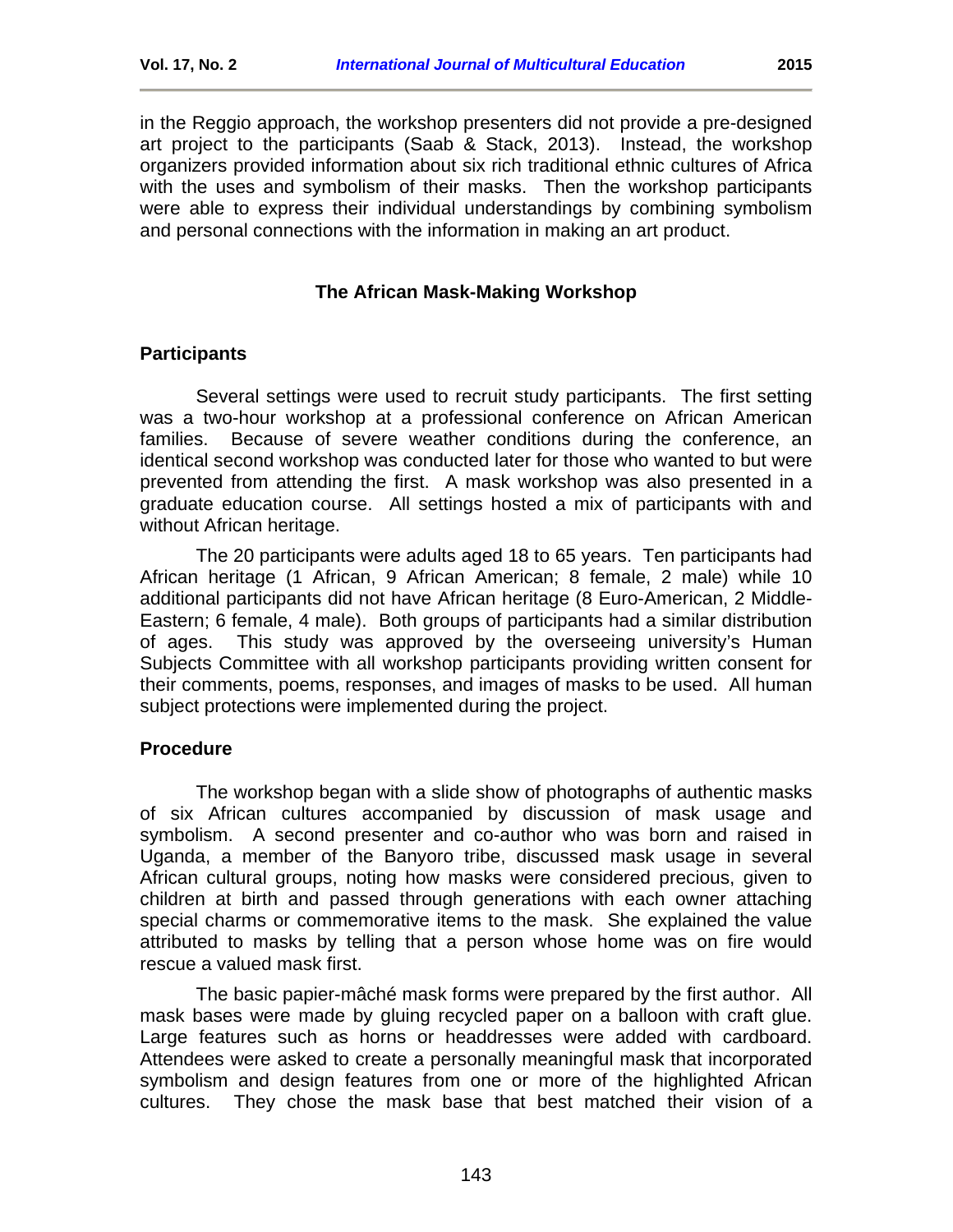in the Reggio approach, the workshop presenters did not provide a pre-designed art project to the participants (Saab & Stack, 2013). Instead, the workshop organizers provided information about six rich traditional ethnic cultures of Africa with the uses and symbolism of their masks. Then the workshop participants were able to express their individual understandings by combining symbolism and personal connections with the information in making an art product.

## The African Mask-Making Workshop

### Participants

Several settings were used to recruit study participants. The first setting was a two-hour workshop at a professional conference on African American families. Because of severe weather conditions during the conference, an identical second workshop was conducted later for those who wanted to but were prevented from attending the first. A mask workshop was also presented in a graduate education course. All settings hosted a mix of participants with and without African heritage.

The 20 participants were adults aged 18 to 65 years. Ten participants had African heritage (1 African, 9 African American; 8 female, 2 male) while 10 additional participants did not have African heritage (8 Euro-American, 2 Middle-Eastern; 6 female, 4 male). Both groups of participants had a similar distribution of ages. This study was approved by the overseeing university's Human Subjects Committee with all workshop participants providing written consent for their comments, poems, responses, and images of masks to be used. All human subject protections were implemented during the project.

### Procedure

The workshop began with a slide show of photographs of authentic masks of six African cultures accompanied by discussion of mask usage and symbolism. A second presenter and co-author who was born and raised in Uganda, a member of the Banyoro tribe, discussed mask usage in several African cultural groups, noting how masks were considered precious, given to children at birth and passed through generations with each owner attaching special charms or commemorative items to the mask. She explained the value attributed to masks by telling that a person whose home was on fire would rescue a valued mask first.

The basic papier-mâché mask forms were prepared by the first author. All mask bases were made by gluing recycled paper on a balloon with craft glue. Large features such as horns or headdresses were added with cardboard. Attendees were asked to create a personally meaningful mask that incorporated symbolism and design features from one or more of the highlighted African cultures. They chose the mask base that best matched their vision of a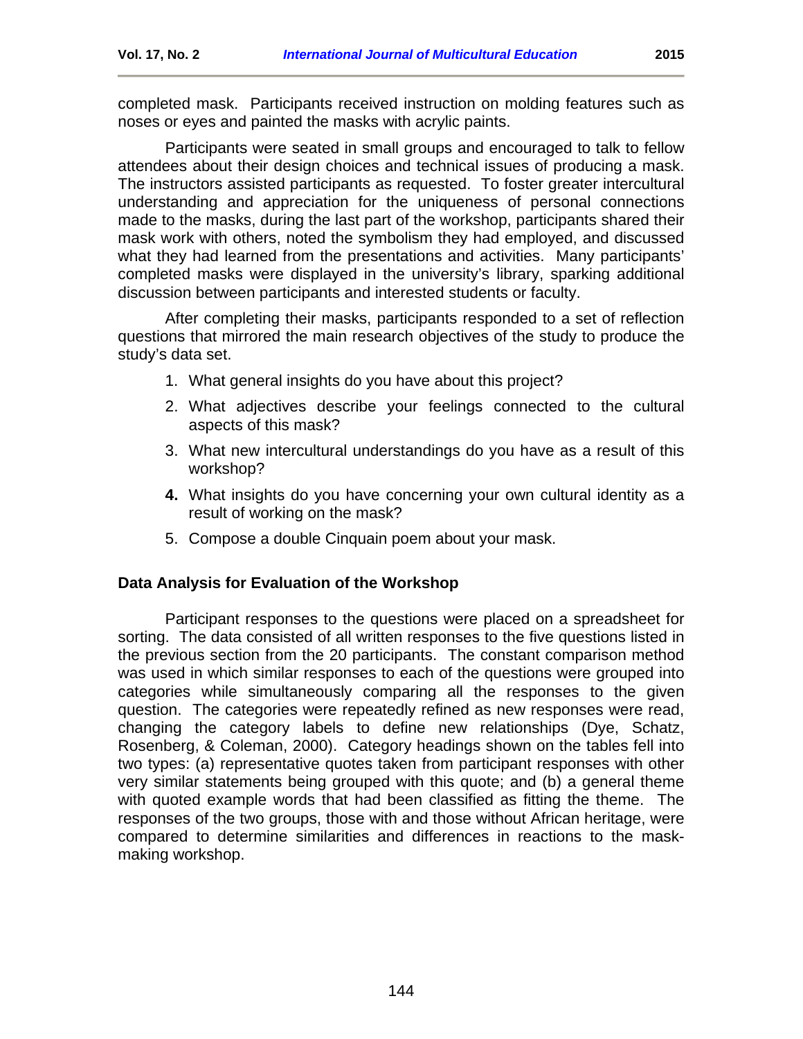completed mask. Participants received instruction on molding features such as noses or eyes and painted the masks with acrylic paints.

Participants were seated in small groups and encouraged to talk to fellow attendees about their design choices and technical issues of producing a mask. The instructors assisted participants as requested. To foster greater intercultural understanding and appreciation for the uniqueness of personal connections made to the masks, during the last part of the workshop, participants shared their mask work with others, noted the symbolism they had employed, and discussed what they had learned from the presentations and activities. Many participants' completed masks were displayed in the university's library, sparking additional discussion between participants and interested students or faculty.

After completing their masks, participants responded to a set of reflection questions that mirrored the main research objectives of the study to produce the study's data set.

1. What general insights do you have about this project?
2. What adjectives describe your feelings connected to the cultural aspects of this mask?
3. What new intercultural understandings do you have as a result of this workshop?
4. What insights do you have concerning your own cultural identity as a result of working on the mask?
5. Compose a double Cinquain poem about your mask.

### Data Analysis for Evaluation of the Workshop

Participant responses to the questions were placed on a spreadsheet for sorting. The data consisted of all written responses to the five questions listed in the previous section from the 20 participants. The constant comparison method was used in which similar responses to each of the questions were grouped into categories while simultaneously comparing all the responses to the given question. The categories were repeatedly refined as new responses were read, changing the category labels to define new relationships (Dye, Schatz, Rosenberg, & Coleman, 2000). Category headings shown on the tables fell into two types: (a) representative quotes taken from participant responses with other very similar statements being grouped with this quote; and (b) a general theme with quoted example words that had been classified as fitting the theme. The responses of the two groups, those with and those without African heritage, were compared to determine similarities and differences in reactions to the mask-making workshop.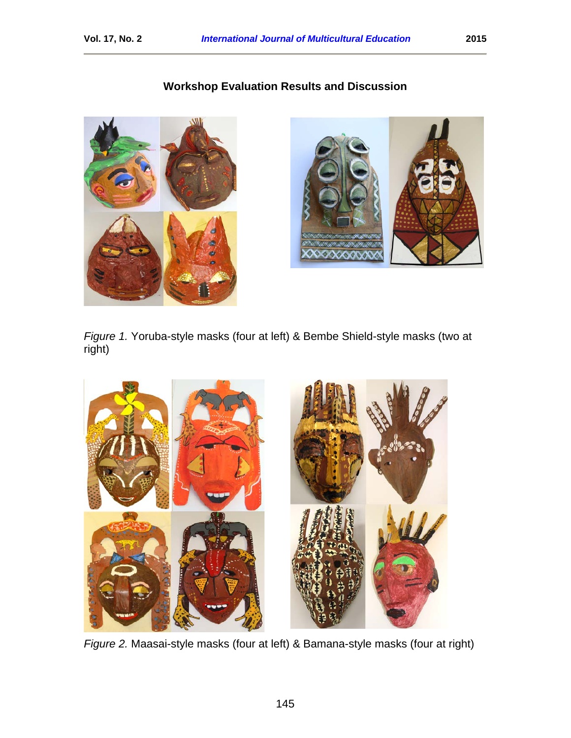## Workshop Evaluation Results and Discussion

*Figure 1.* Yoruba-style masks (four at left) & Bembe Shield-style masks (two at right)

*Figure 2.* Maasai-style masks (four at left) & Bamana-style masks (four at right)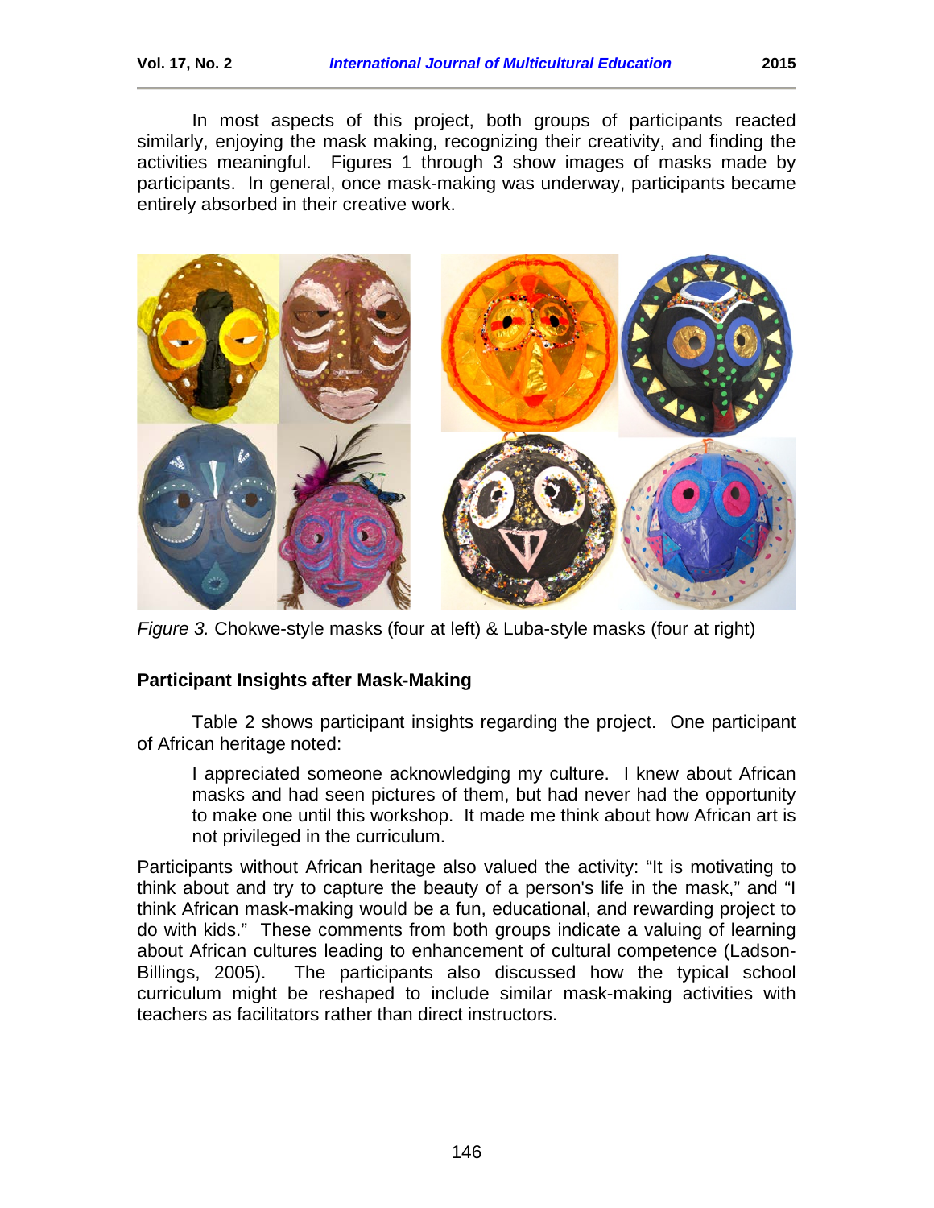In most aspects of this project, both groups of participants reacted similarly, enjoying the mask making, recognizing their creativity, and finding the activities meaningful. Figures 1 through 3 show images of masks made by participants. In general, once mask-making was underway, participants became entirely absorbed in their creative work.

*Figure 3.* Chokwe-style masks (four at left) & Luba-style masks (four at right)

**Participant Insights after Mask-Making**

Table 2 shows participant insights regarding the project. One participant of African heritage noted:

> I appreciated someone acknowledging my culture. I knew about African masks and had seen pictures of them, but had never had the opportunity to make one until this workshop. It made me think about how African art is not privileged in the curriculum.

Participants without African heritage also valued the activity: "It is motivating to think about and try to capture the beauty of a person's life in the mask," and "I think African mask-making would be a fun, educational, and rewarding project to do with kids." These comments from both groups indicate a valuing of learning about African cultures leading to enhancement of cultural competence (Ladson-Billings, 2005). The participants also discussed how the typical school curriculum might be reshaped to include similar mask-making activities with teachers as facilitators rather than direct instructors.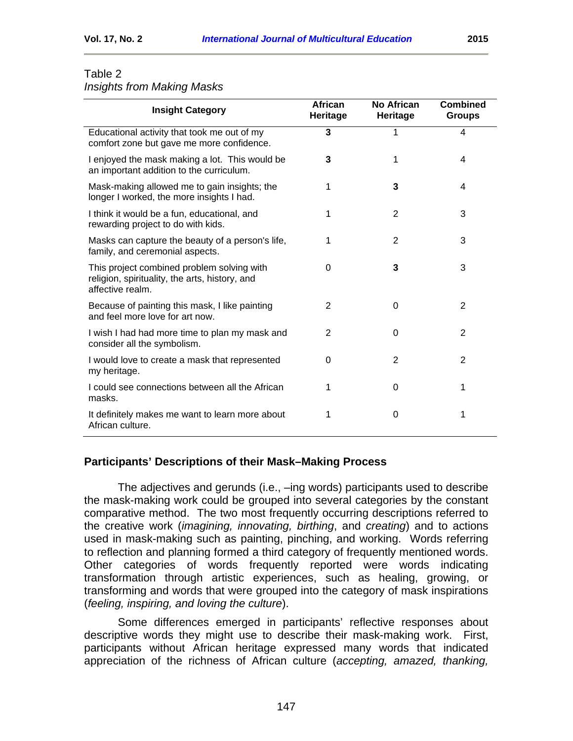Table 2
*Insights from Making Masks*

| Insight Category | African Heritage | No African Heritage | Combined Groups |
|---|---|---|---|
| Educational activity that took me out of my comfort zone but gave me more confidence. | **3** | 1 | 4 |
| I enjoyed the mask making a lot. This would be an important addition to the curriculum. | **3** | 1 | 4 |
| Mask-making allowed me to gain insights; the longer I worked, the more insights I had. | 1 | **3** | 4 |
| I think it would be a fun, educational, and rewarding project to do with kids. | 1 | 2 | 3 |
| Masks can capture the beauty of a person's life, family, and ceremonial aspects. | 1 | 2 | 3 |
| This project combined problem solving with religion, spirituality, the arts, history, and affective realm. | 0 | **3** | 3 |
| Because of painting this mask, I like painting and feel more love for art now. | 2 | 0 | 2 |
| I wish I had had more time to plan my mask and consider all the symbolism. | 2 | 0 | 2 |
| I would love to create a mask that represented my heritage. | 0 | 2 | 2 |
| I could see connections between all the African masks. | 1 | 0 | 1 |
| It definitely makes me want to learn more about African culture. | 1 | 0 | 1 |

### Participants' Descriptions of their Mask–Making Process

The adjectives and gerunds (i.e., –ing words) participants used to describe the mask-making work could be grouped into several categories by the constant comparative method. The two most frequently occurring descriptions referred to the creative work (*imagining, innovating, birthing*, and *creating*) and to actions used in mask-making such as painting, pinching, and working. Words referring to reflection and planning formed a third category of frequently mentioned words. Other categories of words frequently reported were words indicating transformation through artistic experiences, such as healing, growing, or transforming and words that were grouped into the category of mask inspirations (*feeling, inspiring, and loving the culture*).

Some differences emerged in participants' reflective responses about descriptive words they might use to describe their mask-making work. First, participants without African heritage expressed many words that indicated appreciation of the richness of African culture (*accepting, amazed, thanking,*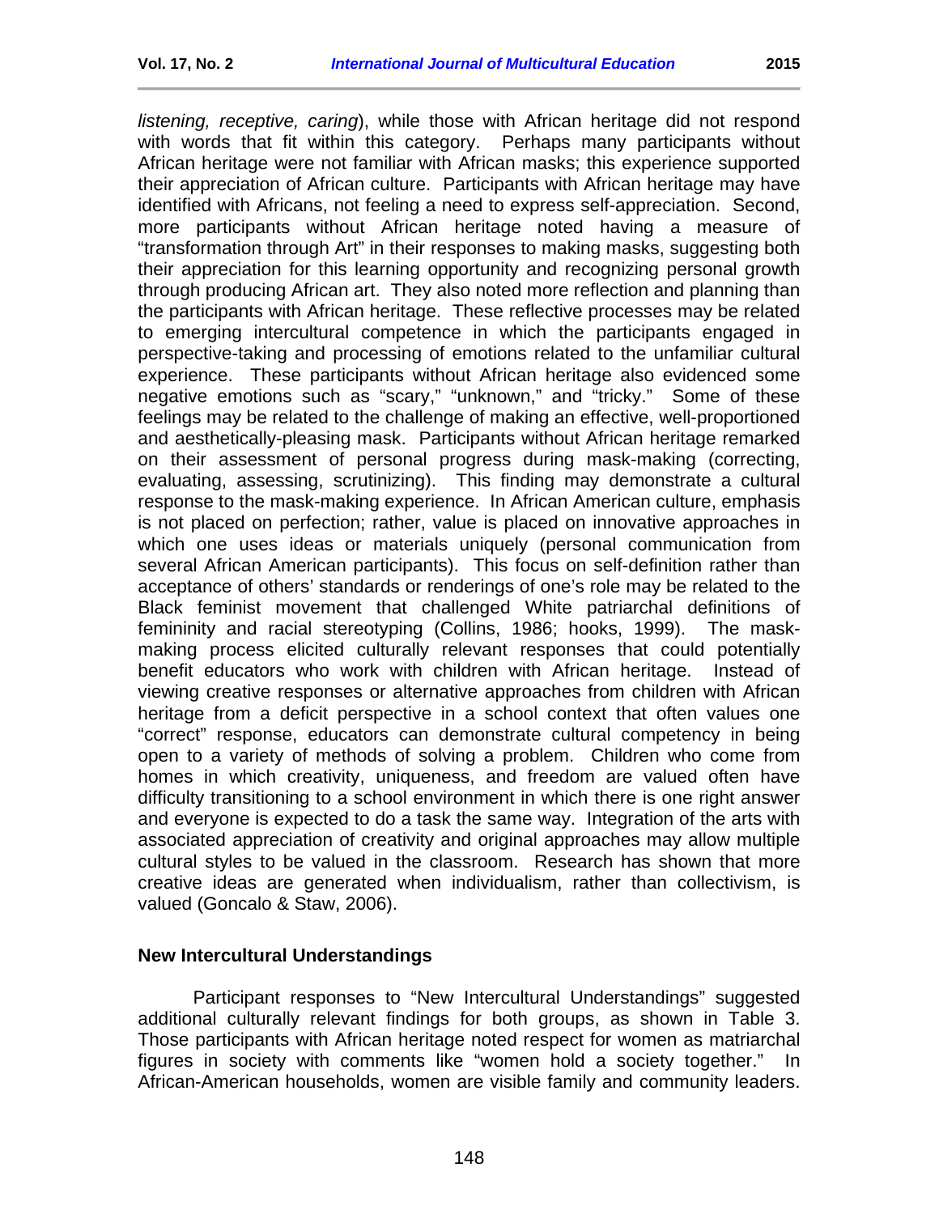*listening, receptive, caring*), while those with African heritage did not respond with words that fit within this category. Perhaps many participants without African heritage were not familiar with African masks; this experience supported their appreciation of African culture. Participants with African heritage may have identified with Africans, not feeling a need to express self-appreciation. Second, more participants without African heritage noted having a measure of "transformation through Art" in their responses to making masks, suggesting both their appreciation for this learning opportunity and recognizing personal growth through producing African art. They also noted more reflection and planning than the participants with African heritage. These reflective processes may be related to emerging intercultural competence in which the participants engaged in perspective-taking and processing of emotions related to the unfamiliar cultural experience. These participants without African heritage also evidenced some negative emotions such as "scary," "unknown," and "tricky." Some of these feelings may be related to the challenge of making an effective, well-proportioned and aesthetically-pleasing mask. Participants without African heritage remarked on their assessment of personal progress during mask-making (correcting, evaluating, assessing, scrutinizing). This finding may demonstrate a cultural response to the mask-making experience. In African American culture, emphasis is not placed on perfection; rather, value is placed on innovative approaches in which one uses ideas or materials uniquely (personal communication from several African American participants). This focus on self-definition rather than acceptance of others' standards or renderings of one's role may be related to the Black feminist movement that challenged White patriarchal definitions of femininity and racial stereotyping (Collins, 1986; hooks, 1999). The mask-making process elicited culturally relevant responses that could potentially benefit educators who work with children with African heritage. Instead of viewing creative responses or alternative approaches from children with African heritage from a deficit perspective in a school context that often values one "correct" response, educators can demonstrate cultural competency in being open to a variety of methods of solving a problem. Children who come from homes in which creativity, uniqueness, and freedom are valued often have difficulty transitioning to a school environment in which there is one right answer and everyone is expected to do a task the same way. Integration of the arts with associated appreciation of creativity and original approaches may allow multiple cultural styles to be valued in the classroom. Research has shown that more creative ideas are generated when individualism, rather than collectivism, is valued (Goncalo & Staw, 2006).

### New Intercultural Understandings

Participant responses to "New Intercultural Understandings" suggested additional culturally relevant findings for both groups, as shown in Table 3. Those participants with African heritage noted respect for women as matriarchal figures in society with comments like "women hold a society together." In African-American households, women are visible family and community leaders.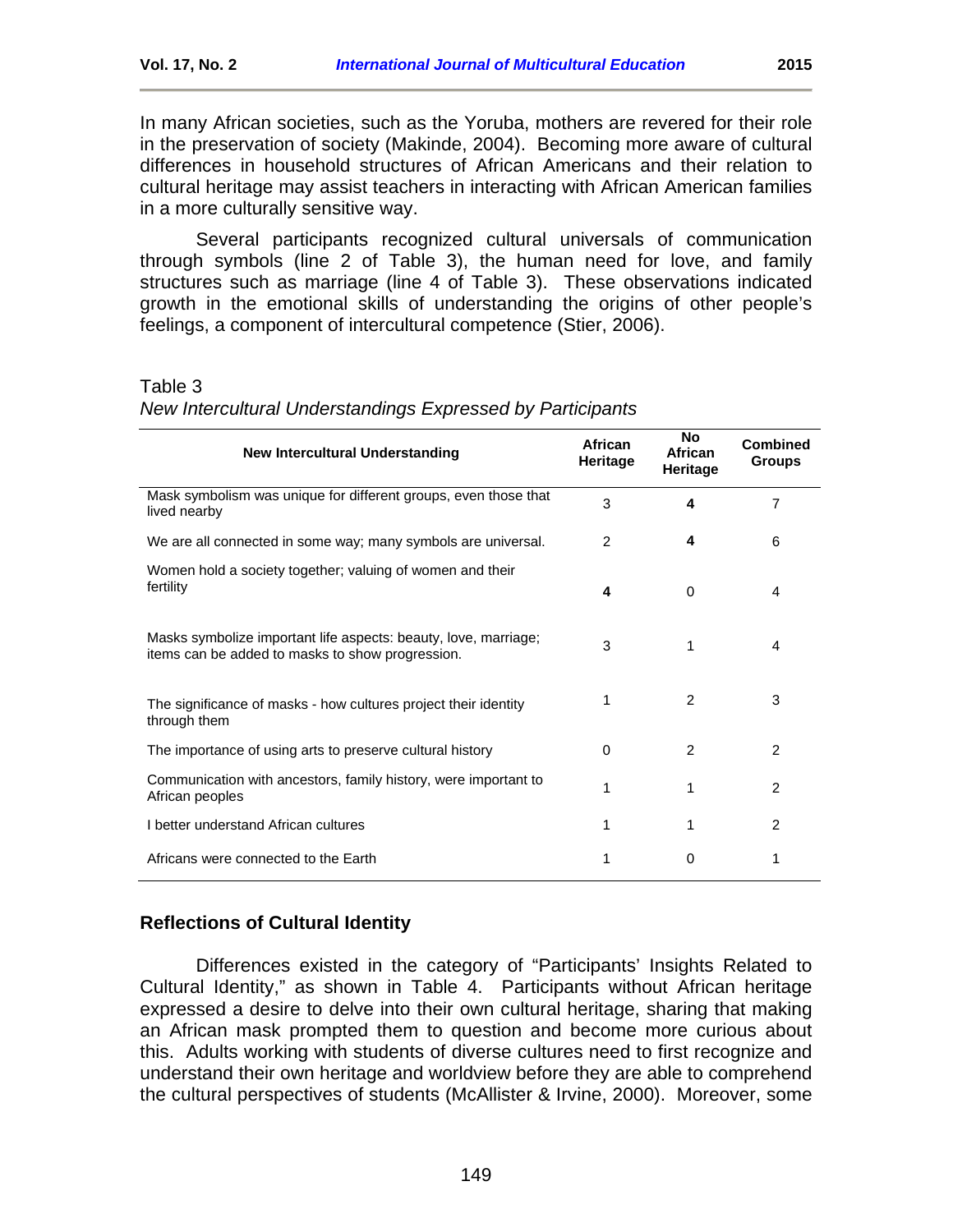In many African societies, such as the Yoruba, mothers are revered for their role in the preservation of society (Makinde, 2004). Becoming more aware of cultural differences in household structures of African Americans and their relation to cultural heritage may assist teachers in interacting with African American families in a more culturally sensitive way.

Several participants recognized cultural universals of communication through symbols (line 2 of Table 3), the human need for love, and family structures such as marriage (line 4 of Table 3). These observations indicated growth in the emotional skills of understanding the origins of other people's feelings, a component of intercultural competence (Stier, 2006).

Table 3

*New Intercultural Understandings Expressed by Participants*

| New Intercultural Understanding | African Heritage | No African Heritage | Combined Groups |
|---|---|---|---|
| Mask symbolism was unique for different groups, even those that lived nearby | 3 | **4** | 7 |
| We are all connected in some way; many symbols are universal. | 2 | **4** | 6 |
| Women hold a society together; valuing of women and their fertility | **4** | 0 | 4 |
| Masks symbolize important life aspects: beauty, love, marriage; items can be added to masks to show progression. | 3 | 1 | 4 |
| The significance of masks - how cultures project their identity through them | 1 | 2 | 3 |
| The importance of using arts to preserve cultural history | 0 | 2 | 2 |
| Communication with ancestors, family history, were important to African peoples | 1 | 1 | 2 |
| I better understand African cultures | 1 | 1 | 2 |
| Africans were connected to the Earth | 1 | 0 | 1 |

## Reflections of Cultural Identity

Differences existed in the category of "Participants' Insights Related to Cultural Identity," as shown in Table 4. Participants without African heritage expressed a desire to delve into their own cultural heritage, sharing that making an African mask prompted them to question and become more curious about this. Adults working with students of diverse cultures need to first recognize and understand their own heritage and worldview before they are able to comprehend the cultural perspectives of students (McAllister & Irvine, 2000). Moreover, some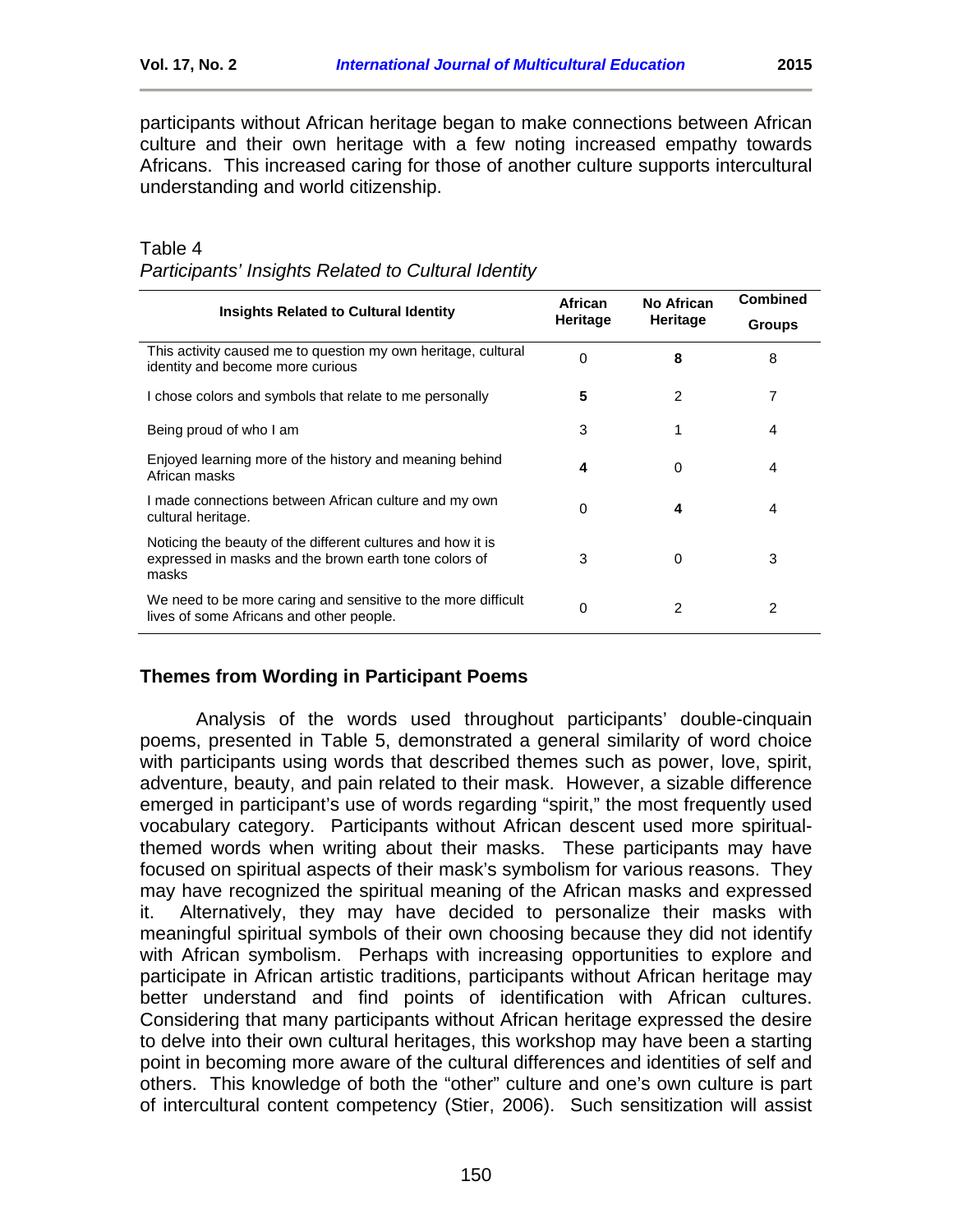participants without African heritage began to make connections between African culture and their own heritage with a few noting increased empathy towards Africans. This increased caring for those of another culture supports intercultural understanding and world citizenship.

Table 4
*Participants' Insights Related to Cultural Identity*

| Insights Related to Cultural Identity | African Heritage | No African Heritage | Combined Groups |
|---|---|---|---|
| This activity caused me to question my own heritage, cultural identity and become more curious | 0 | **8** | 8 |
| I chose colors and symbols that relate to me personally | **5** | 2 | 7 |
| Being proud of who I am | 3 | 1 | 4 |
| Enjoyed learning more of the history and meaning behind African masks | **4** | 0 | 4 |
| I made connections between African culture and my own cultural heritage. | 0 | **4** | 4 |
| Noticing the beauty of the different cultures and how it is expressed in masks and the brown earth tone colors of masks | 3 | 0 | 3 |
| We need to be more caring and sensitive to the more difficult lives of some Africans and other people. | 0 | 2 | 2 |

## Themes from Wording in Participant Poems

Analysis of the words used throughout participants' double-cinquain poems, presented in Table 5, demonstrated a general similarity of word choice with participants using words that described themes such as power, love, spirit, adventure, beauty, and pain related to their mask. However, a sizable difference emerged in participant's use of words regarding "spirit," the most frequently used vocabulary category. Participants without African descent used more spiritual-themed words when writing about their masks. These participants may have focused on spiritual aspects of their mask's symbolism for various reasons. They may have recognized the spiritual meaning of the African masks and expressed it. Alternatively, they may have decided to personalize their masks with meaningful spiritual symbols of their own choosing because they did not identify with African symbolism. Perhaps with increasing opportunities to explore and participate in African artistic traditions, participants without African heritage may better understand and find points of identification with African cultures. Considering that many participants without African heritage expressed the desire to delve into their own cultural heritages, this workshop may have been a starting point in becoming more aware of the cultural differences and identities of self and others. This knowledge of both the "other" culture and one's own culture is part of intercultural content competency (Stier, 2006). Such sensitization will assist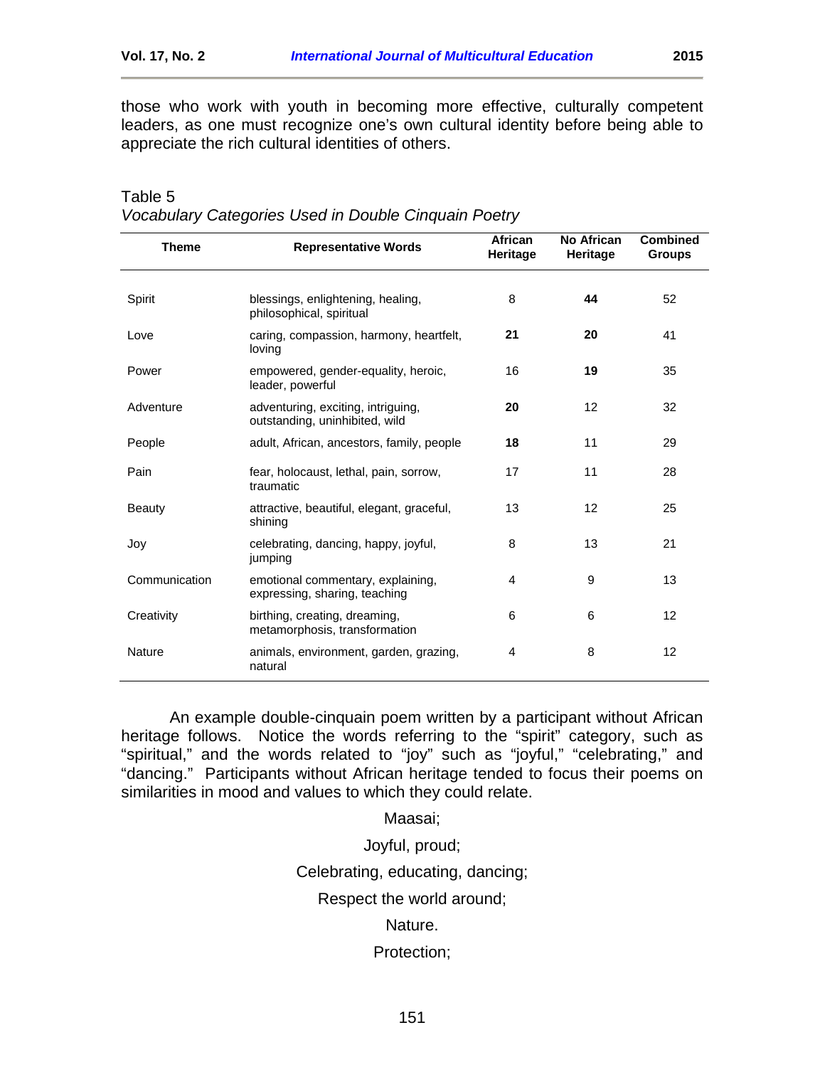those who work with youth in becoming more effective, culturally competent leaders, as one must recognize one's own cultural identity before being able to appreciate the rich cultural identities of others.

Table 5
*Vocabulary Categories Used in Double Cinquain Poetry*

| Theme | Representative Words | African Heritage | No African Heritage | Combined Groups |
|---|---|---|---|---|
| Spirit | blessings, enlightening, healing, philosophical, spiritual | 8 | **44** | 52 |
| Love | caring, compassion, harmony, heartfelt, loving | **21** | **20** | 41 |
| Power | empowered, gender-equality, heroic, leader, powerful | 16 | **19** | 35 |
| Adventure | adventuring, exciting, intriguing, outstanding, uninhibited, wild | **20** | 12 | 32 |
| People | adult, African, ancestors, family, people | **18** | 11 | 29 |
| Pain | fear, holocaust, lethal, pain, sorrow, traumatic | 17 | 11 | 28 |
| Beauty | attractive, beautiful, elegant, graceful, shining | 13 | 12 | 25 |
| Joy | celebrating, dancing, happy, joyful, jumping | 8 | 13 | 21 |
| Communication | emotional commentary, explaining, expressing, sharing, teaching | 4 | 9 | 13 |
| Creativity | birthing, creating, dreaming, metamorphosis, transformation | 6 | 6 | 12 |
| Nature | animals, environment, garden, grazing, natural | 4 | 8 | 12 |

An example double-cinquain poem written by a participant without African heritage follows. Notice the words referring to the "spirit" category, such as "spiritual," and the words related to "joy" such as "joyful," "celebrating," and "dancing." Participants without African heritage tended to focus their poems on similarities in mood and values to which they could relate.

Maasai;

Joyful, proud;

Celebrating, educating, dancing;

Respect the world around;

Nature.

Protection;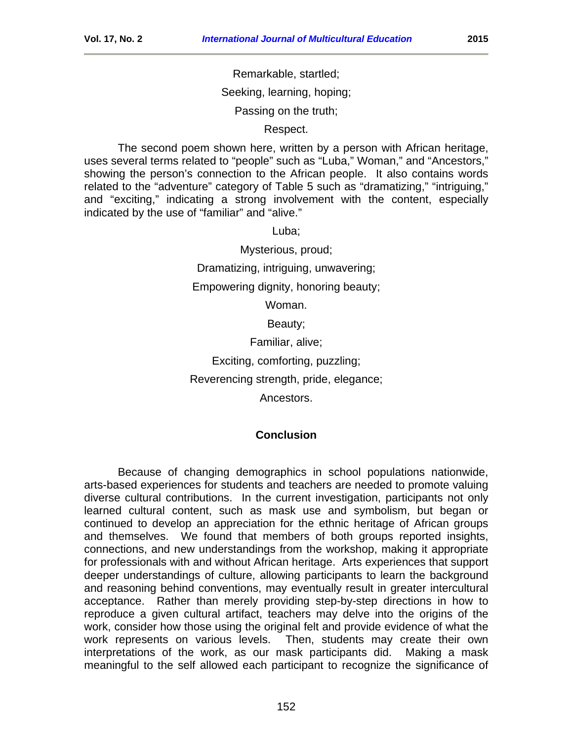Remarkable, startled;

Seeking, learning, hoping;

Passing on the truth;

Respect.

The second poem shown here, written by a person with African heritage, uses several terms related to "people" such as "Luba," Woman," and "Ancestors," showing the person's connection to the African people. It also contains words related to the "adventure" category of Table 5 such as "dramatizing," "intriguing," and "exciting," indicating a strong involvement with the content, especially indicated by the use of "familiar" and "alive."

Luba;

Mysterious, proud;

Dramatizing, intriguing, unwavering;

Empowering dignity, honoring beauty;

Woman.

Beauty;

Familiar, alive;

Exciting, comforting, puzzling;

Reverencing strength, pride, elegance;

Ancestors.

## Conclusion

Because of changing demographics in school populations nationwide, arts-based experiences for students and teachers are needed to promote valuing diverse cultural contributions. In the current investigation, participants not only learned cultural content, such as mask use and symbolism, but began or continued to develop an appreciation for the ethnic heritage of African groups and themselves. We found that members of both groups reported insights, connections, and new understandings from the workshop, making it appropriate for professionals with and without African heritage. Arts experiences that support deeper understandings of culture, allowing participants to learn the background and reasoning behind conventions, may eventually result in greater intercultural acceptance. Rather than merely providing step-by-step directions in how to reproduce a given cultural artifact, teachers may delve into the origins of the work, consider how those using the original felt and provide evidence of what the work represents on various levels. Then, students may create their own interpretations of the work, as our mask participants did. Making a mask meaningful to the self allowed each participant to recognize the significance of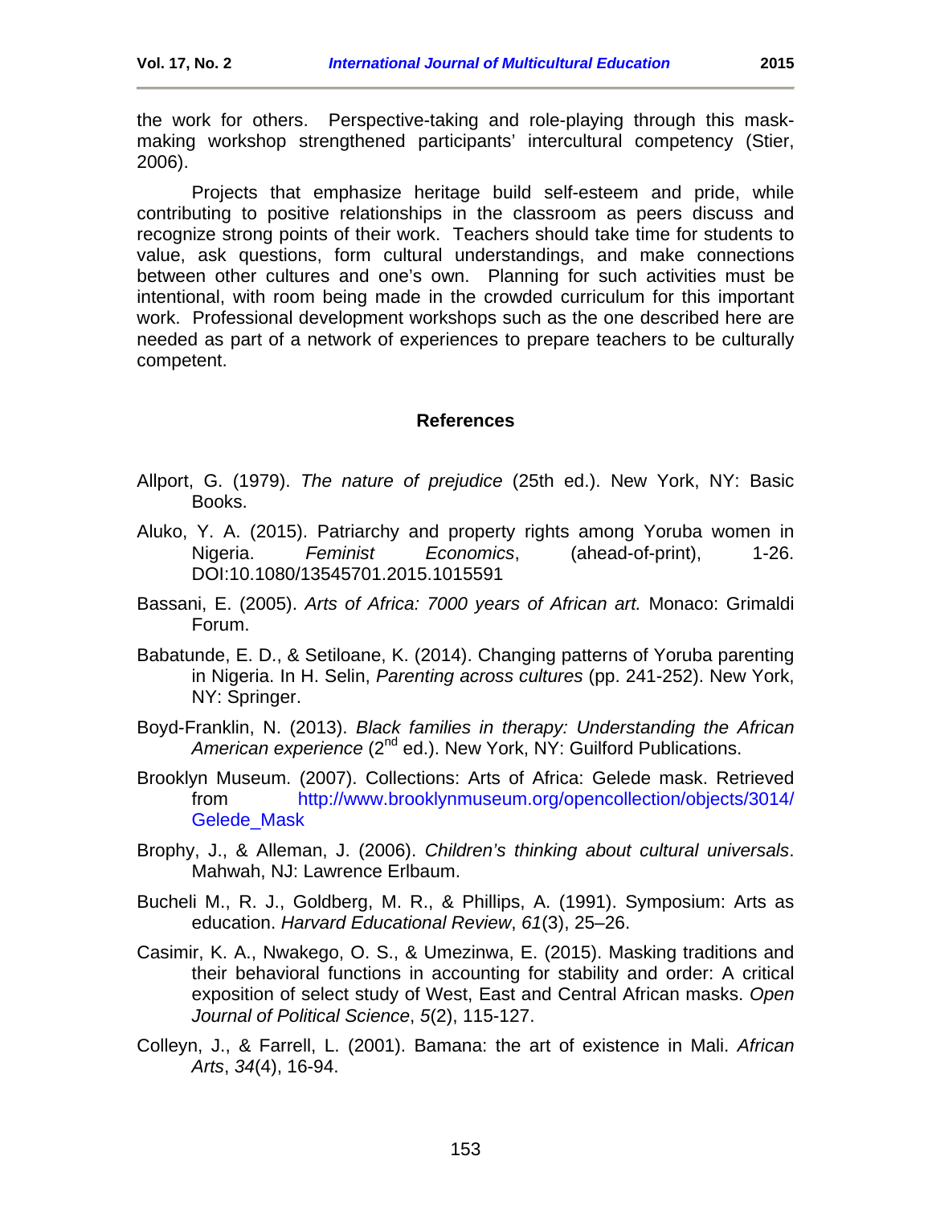the work for others. Perspective-taking and role-playing through this mask-making workshop strengthened participants' intercultural competency (Stier, 2006).

Projects that emphasize heritage build self-esteem and pride, while contributing to positive relationships in the classroom as peers discuss and recognize strong points of their work. Teachers should take time for students to value, ask questions, form cultural understandings, and make connections between other cultures and one's own. Planning for such activities must be intentional, with room being made in the crowded curriculum for this important work. Professional development workshops such as the one described here are needed as part of a network of experiences to prepare teachers to be culturally competent.

## References

Allport, G. (1979). *The nature of prejudice* (25th ed.). New York, NY: Basic Books.

Aluko, Y. A. (2015). Patriarchy and property rights among Yoruba women in Nigeria. *Feminist Economics*, (ahead-of-print), 1-26. DOI:10.1080/13545701.2015.1015591

Bassani, E. (2005). *Arts of Africa: 7000 years of African art.* Monaco: Grimaldi Forum.

Babatunde, E. D., & Setiloane, K. (2014). Changing patterns of Yoruba parenting in Nigeria. In H. Selin, *Parenting across cultures* (pp. 241-252). New York, NY: Springer.

Boyd-Franklin, N. (2013). *Black families in therapy: Understanding the African American experience* (2nd ed.). New York, NY: Guilford Publications.

Brooklyn Museum. (2007). Collections: Arts of Africa: Gelede mask. Retrieved from http://www.brooklynmuseum.org/opencollection/objects/3014/Gelede_Mask

Brophy, J., & Alleman, J. (2006). *Children's thinking about cultural universals*. Mahwah, NJ: Lawrence Erlbaum.

Bucheli M., R. J., Goldberg, M. R., & Phillips, A. (1991). Symposium: Arts as education. *Harvard Educational Review*, *61*(3), 25–26.

Casimir, K. A., Nwakego, O. S., & Umezinwa, E. (2015). Masking traditions and their behavioral functions in accounting for stability and order: A critical exposition of select study of West, East and Central African masks. *Open Journal of Political Science*, *5*(2), 115-127.

Colleyn, J., & Farrell, L. (2001). Bamana: the art of existence in Mali. *African Arts*, *34*(4), 16-94.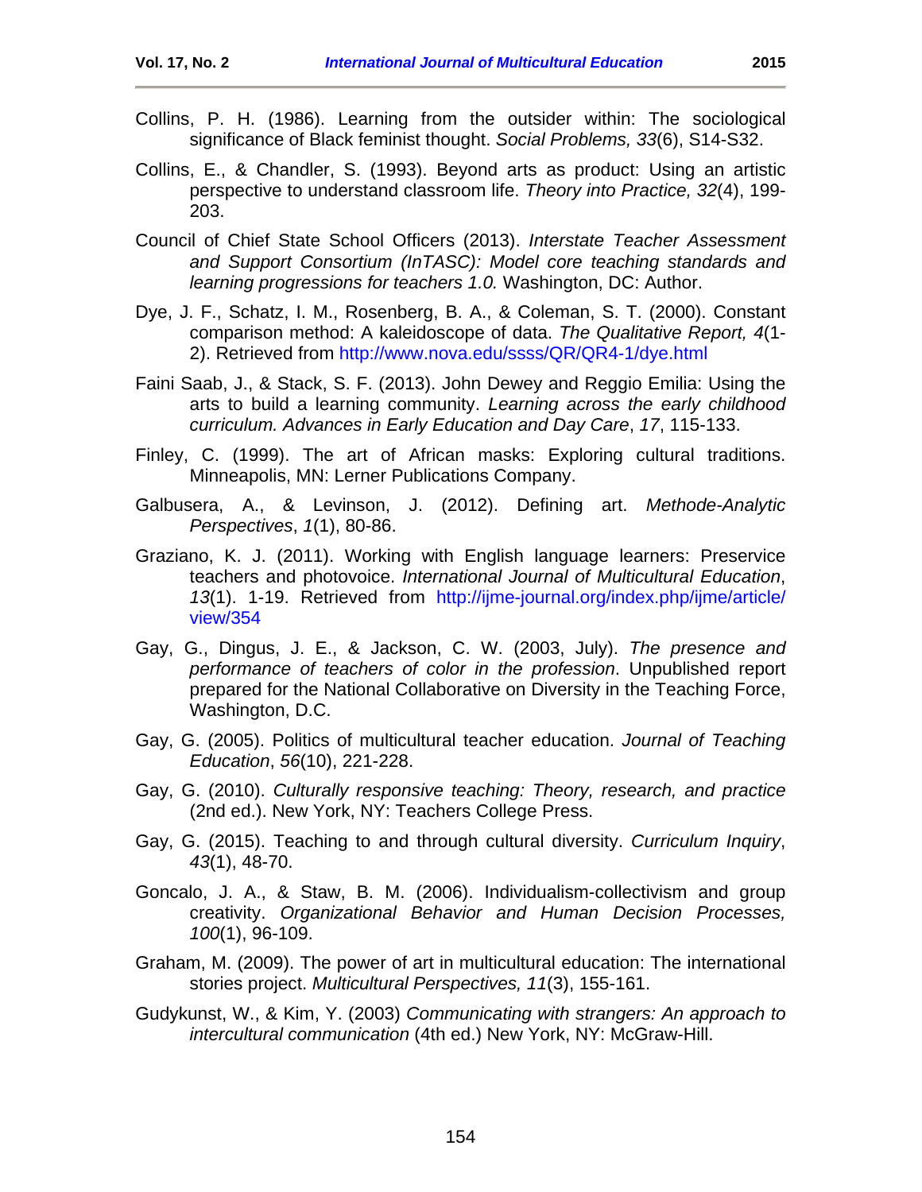Collins, P. H. (1986). Learning from the outsider within: The sociological significance of Black feminist thought. *Social Problems, 33*(6), S14-S32.

Collins, E., & Chandler, S. (1993). Beyond arts as product: Using an artistic perspective to understand classroom life. *Theory into Practice, 32*(4), 199-203.

Council of Chief State School Officers (2013). *Interstate Teacher Assessment and Support Consortium (InTASC): Model core teaching standards and learning progressions for teachers 1.0.* Washington, DC: Author.

Dye, J. F., Schatz, I. M., Rosenberg, B. A., & Coleman, S. T. (2000). Constant comparison method: A kaleidoscope of data. *The Qualitative Report, 4*(1-2). Retrieved from http://www.nova.edu/ssss/QR/QR4-1/dye.html

Faini Saab, J., & Stack, S. F. (2013). John Dewey and Reggio Emilia: Using the arts to build a learning community. *Learning across the early childhood curriculum. Advances in Early Education and Day Care*, *17*, 115-133.

Finley, C. (1999). The art of African masks: Exploring cultural traditions. Minneapolis, MN: Lerner Publications Company.

Galbusera, A., & Levinson, J. (2012). Defining art. *Methode-Analytic Perspectives*, *1*(1), 80-86.

Graziano, K. J. (2011). Working with English language learners: Preservice teachers and photovoice. *International Journal of Multicultural Education*, *13*(1). 1-19. Retrieved from http://ijme-journal.org/index.php/ijme/article/view/354

Gay, G., Dingus, J. E., & Jackson, C. W. (2003, July). *The presence and performance of teachers of color in the profession*. Unpublished report prepared for the National Collaborative on Diversity in the Teaching Force, Washington, D.C.

Gay, G. (2005). Politics of multicultural teacher education. *Journal of Teaching Education*, *56*(10), 221-228.

Gay, G. (2010). *Culturally responsive teaching: Theory, research, and practice* (2nd ed.). New York, NY: Teachers College Press.

Gay, G. (2015). Teaching to and through cultural diversity. *Curriculum Inquiry*, *43*(1), 48-70.

Goncalo, J. A., & Staw, B. M. (2006). Individualism-collectivism and group creativity. *Organizational Behavior and Human Decision Processes, 100*(1), 96-109.

Graham, M. (2009). The power of art in multicultural education: The international stories project. *Multicultural Perspectives, 11*(3), 155-161.

Gudykunst, W., & Kim, Y. (2003) *Communicating with strangers: An approach to intercultural communication* (4th ed.) New York, NY: McGraw-Hill.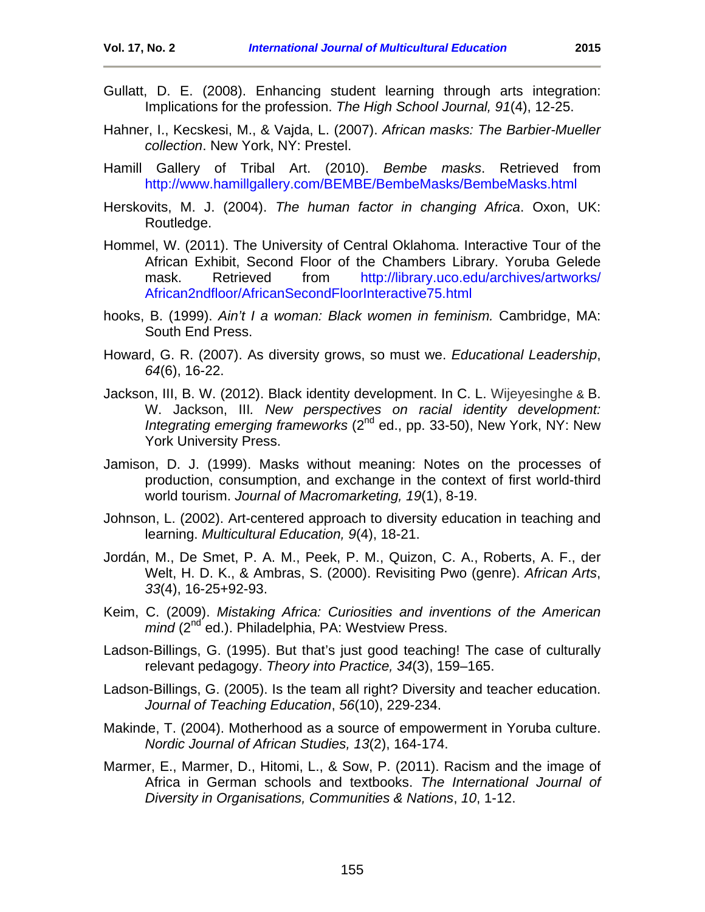Gullatt, D. E. (2008). Enhancing student learning through arts integration: Implications for the profession. *The High School Journal, 91*(4), 12-25.

Hahner, I., Kecskesi, M., & Vajda, L. (2007). *African masks: The Barbier-Mueller collection*. New York, NY: Prestel.

Hamill Gallery of Tribal Art. (2010). *Bembe masks*. Retrieved from http://www.hamillgallery.com/BEMBE/BembeMasks/BembeMasks.html

Herskovits, M. J. (2004). *The human factor in changing Africa*. Oxon, UK: Routledge.

Hommel, W. (2011). The University of Central Oklahoma. Interactive Tour of the African Exhibit, Second Floor of the Chambers Library. Yoruba Gelede mask. Retrieved from http://library.uco.edu/archives/artworks/African2ndfloor/AfricanSecondFloorInteractive75.html

hooks, B. (1999). *Ain't I a woman: Black women in feminism.* Cambridge, MA: South End Press.

Howard, G. R. (2007). As diversity grows, so must we. *Educational Leadership*, *64*(6), 16-22.

Jackson, III, B. W. (2012). Black identity development. In C. L. Wijeyesinghe & B. W. Jackson, III*. New perspectives on racial identity development: Integrating emerging frameworks* (2nd ed., pp. 33-50), New York, NY: New York University Press.

Jamison, D. J. (1999). Masks without meaning: Notes on the processes of production, consumption, and exchange in the context of first world-third world tourism. *Journal of Macromarketing, 19*(1), 8-19.

Johnson, L. (2002). Art-centered approach to diversity education in teaching and learning. *Multicultural Education, 9*(4), 18-21.

Jordán, M., De Smet, P. A. M., Peek, P. M., Quizon, C. A., Roberts, A. F., der Welt, H. D. K., & Ambras, S. (2000). Revisiting Pwo (genre). *African Arts*, *33*(4), 16-25+92-93.

Keim, C. (2009). *Mistaking Africa: Curiosities and inventions of the American mind* (2nd ed.). Philadelphia, PA: Westview Press.

Ladson-Billings, G. (1995). But that's just good teaching! The case of culturally relevant pedagogy. *Theory into Practice, 34*(3), 159–165.

Ladson-Billings, G. (2005). Is the team all right? Diversity and teacher education. *Journal of Teaching Education*, *56*(10), 229-234.

Makinde, T. (2004). Motherhood as a source of empowerment in Yoruba culture. *Nordic Journal of African Studies, 13*(2), 164-174.

Marmer, E., Marmer, D., Hitomi, L., & Sow, P. (2011). Racism and the image of Africa in German schools and textbooks. *The International Journal of Diversity in Organisations, Communities & Nations*, *10*, 1-12.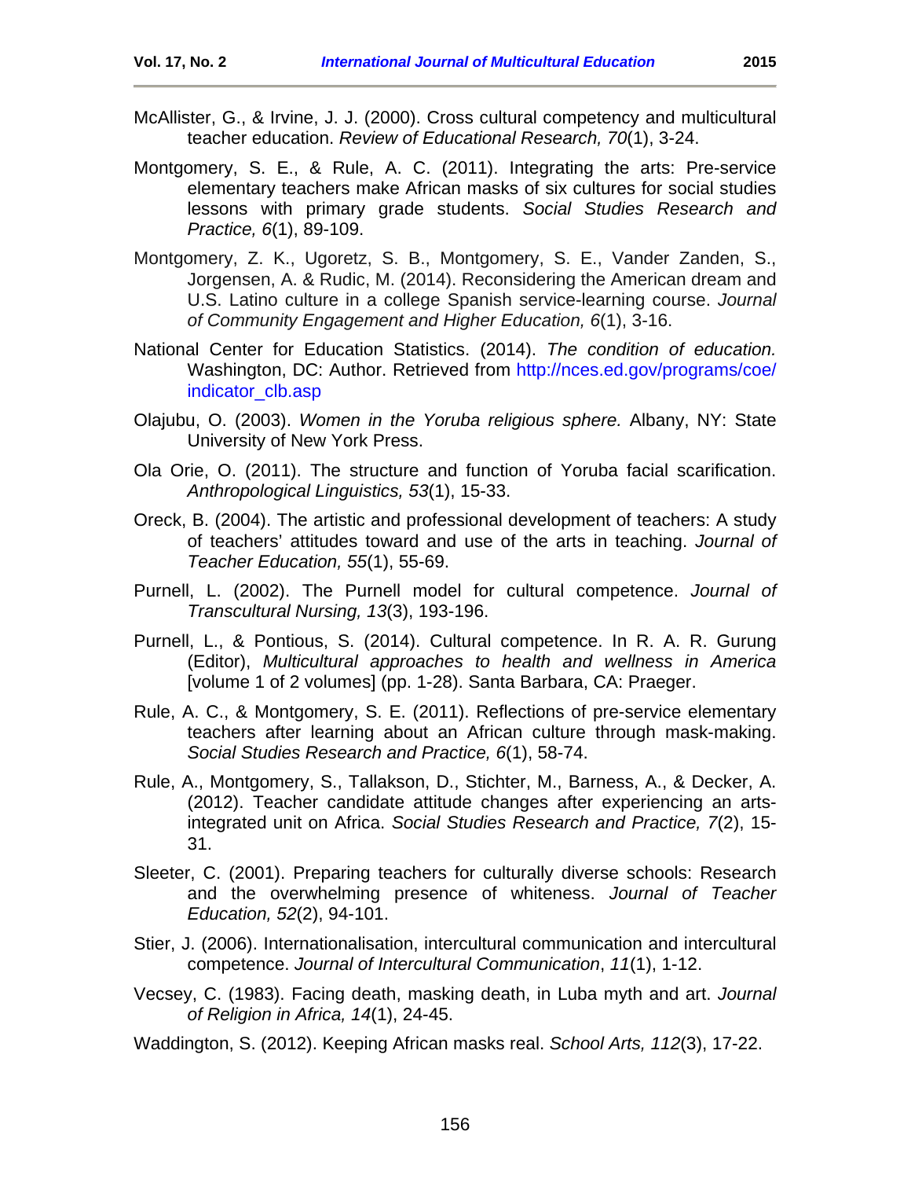McAllister, G., & Irvine, J. J. (2000). Cross cultural competency and multicultural teacher education. *Review of Educational Research, 70*(1), 3-24.

Montgomery, S. E., & Rule, A. C. (2011). Integrating the arts: Pre-service elementary teachers make African masks of six cultures for social studies lessons with primary grade students. *Social Studies Research and Practice, 6*(1), 89-109.

Montgomery, Z. K., Ugoretz, S. B., Montgomery, S. E., Vander Zanden, S., Jorgensen, A. & Rudic, M. (2014). Reconsidering the American dream and U.S. Latino culture in a college Spanish service-learning course. *Journal of Community Engagement and Higher Education, 6*(1), 3-16.

National Center for Education Statistics. (2014). *The condition of education.* Washington, DC: Author. Retrieved from http://nces.ed.gov/programs/coe/indicator_clb.asp

Olajubu, O. (2003). *Women in the Yoruba religious sphere.* Albany, NY: State University of New York Press.

Ola Orie, O. (2011). The structure and function of Yoruba facial scarification. *Anthropological Linguistics, 53*(1), 15-33.

Oreck, B. (2004). The artistic and professional development of teachers: A study of teachers' attitudes toward and use of the arts in teaching. *Journal of Teacher Education, 55*(1), 55-69.

Purnell, L. (2002). The Purnell model for cultural competence. *Journal of Transcultural Nursing, 13*(3), 193-196.

Purnell, L., & Pontious, S. (2014). Cultural competence. In R. A. R. Gurung (Editor), *Multicultural approaches to health and wellness in America* [volume 1 of 2 volumes] (pp. 1-28). Santa Barbara, CA: Praeger.

Rule, A. C., & Montgomery, S. E. (2011). Reflections of pre-service elementary teachers after learning about an African culture through mask-making. *Social Studies Research and Practice, 6*(1), 58-74.

Rule, A., Montgomery, S., Tallakson, D., Stichter, M., Barness, A., & Decker, A. (2012). Teacher candidate attitude changes after experiencing an arts-integrated unit on Africa. *Social Studies Research and Practice, 7*(2), 15-31.

Sleeter, C. (2001). Preparing teachers for culturally diverse schools: Research and the overwhelming presence of whiteness. *Journal of Teacher Education, 52*(2), 94-101.

Stier, J. (2006). Internationalisation, intercultural communication and intercultural competence. *Journal of Intercultural Communication*, *11*(1), 1-12.

Vecsey, C. (1983). Facing death, masking death, in Luba myth and art. *Journal of Religion in Africa, 14*(1), 24-45.

Waddington, S. (2012). Keeping African masks real. *School Arts, 112*(3), 17-22.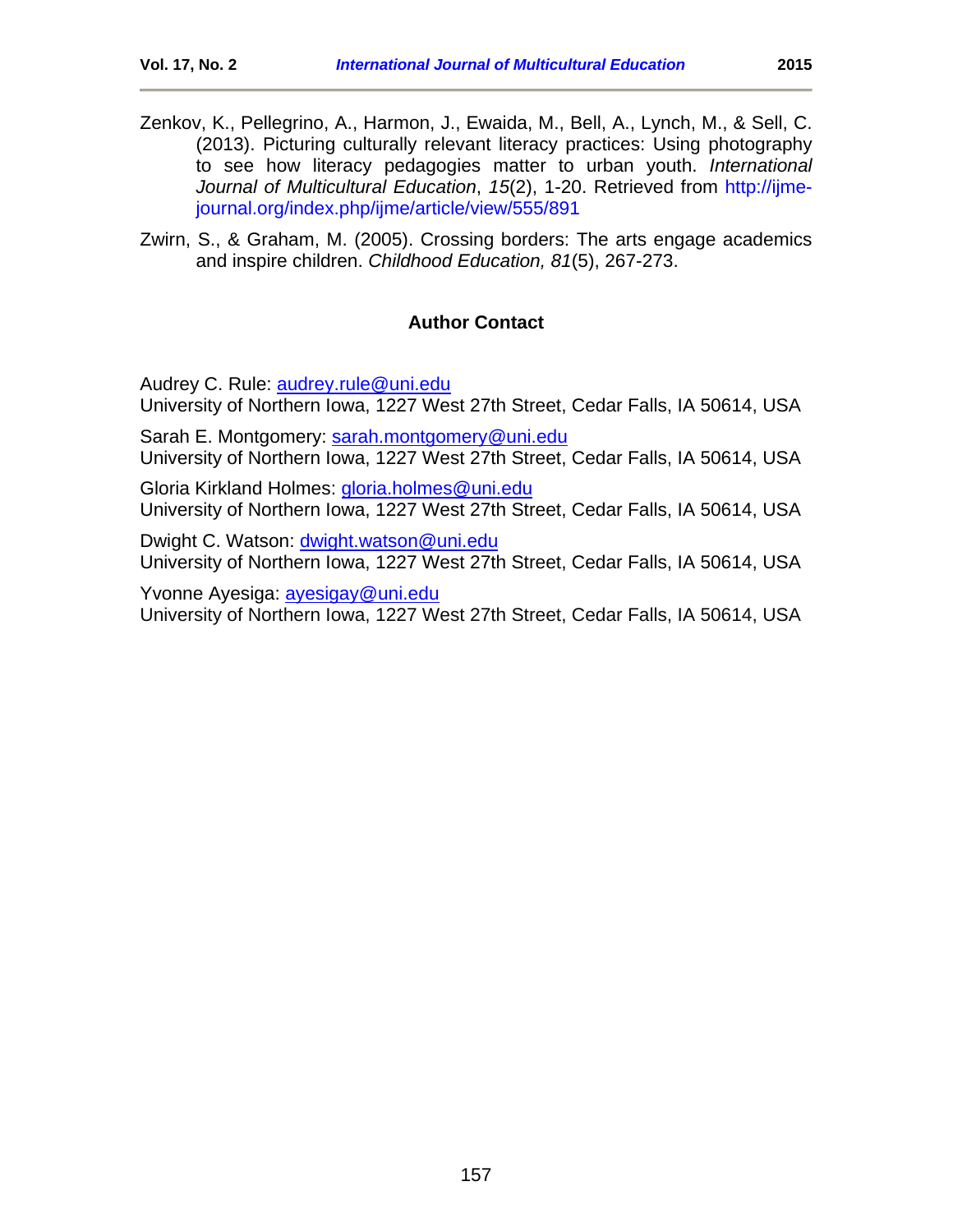Zenkov, K., Pellegrino, A., Harmon, J., Ewaida, M., Bell, A., Lynch, M., & Sell, C. (2013). Picturing culturally relevant literacy practices: Using photography to see how literacy pedagogies matter to urban youth. *International Journal of Multicultural Education*, *15*(2), 1-20. Retrieved from http://ijme-journal.org/index.php/ijme/article/view/555/891

Zwirn, S., & Graham, M. (2005). Crossing borders: The arts engage academics and inspire children. *Childhood Education, 81*(5), 267-273.

## Author Contact

Audrey C. Rule: audrey.rule@uni.edu
University of Northern Iowa, 1227 West 27th Street, Cedar Falls, IA 50614, USA

Sarah E. Montgomery: sarah.montgomery@uni.edu
University of Northern Iowa, 1227 West 27th Street, Cedar Falls, IA 50614, USA

Gloria Kirkland Holmes: gloria.holmes@uni.edu
University of Northern Iowa, 1227 West 27th Street, Cedar Falls, IA 50614, USA

Dwight C. Watson: dwight.watson@uni.edu
University of Northern Iowa, 1227 West 27th Street, Cedar Falls, IA 50614, USA

Yvonne Ayesiga: ayesigay@uni.edu
University of Northern Iowa, 1227 West 27th Street, Cedar Falls, IA 50614, USA